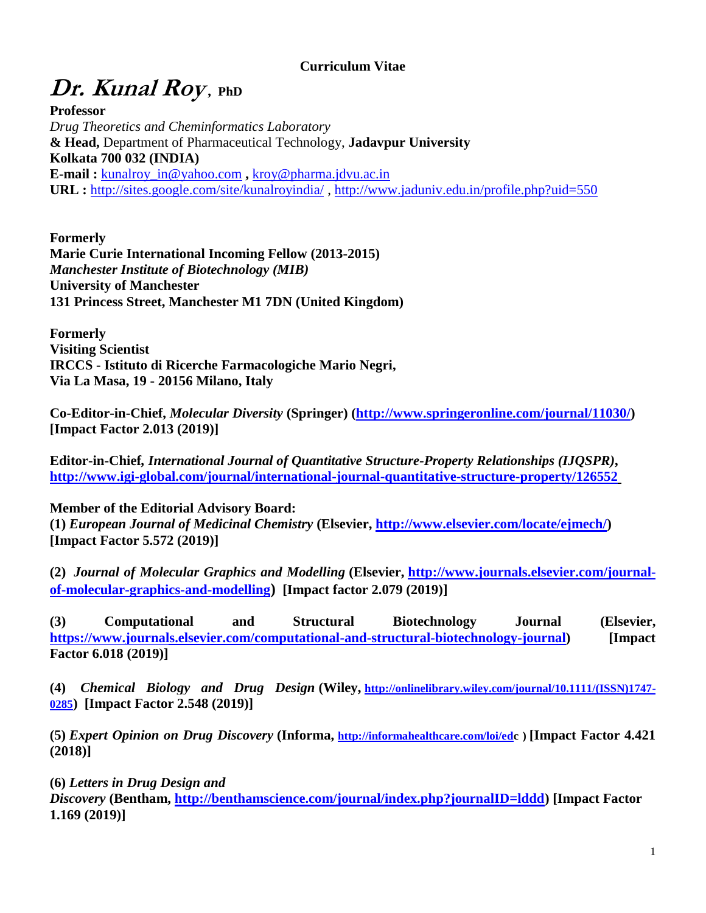**Curriculum Vitae**

# *Dr. Kunal Roy*, PhD

**Professor**
*Drug Theoretics and Cheminformatics Laboratory*
**& Head,** Department of Pharmaceutical Technology, **Jadavpur University**
**Kolkata 700 032 (INDIA)**
**E-mail :** kunalroy_in@yahoo.com **,** kroy@pharma.jdvu.ac.in
**URL :** http://sites.google.com/site/kunalroyindia/ , http://www.jaduniv.edu.in/profile.php?uid=550

**Formerly**
**Marie Curie International Incoming Fellow (2013-2015)**
***Manchester Institute of Biotechnology (MIB)***
**University of Manchester**
**131 Princess Street, Manchester M1 7DN (United Kingdom)**

**Formerly**
**Visiting Scientist**
**IRCCS - Istituto di Ricerche Farmacologiche Mario Negri,**
**Via La Masa, 19 - 20156 Milano, Italy**

**Co-Editor-in-Chief, *Molecular Diversity* (Springer) (http://www.springeronline.com/journal/11030/) [Impact Factor 2.013 (2019)]**

**Editor-in-Chief, *International Journal of Quantitative Structure-Property Relationships (IJQSPR)*, http://www.igi-global.com/journal/international-journal-quantitative-structure-property/126552**

**Member of the Editorial Advisory Board:**

**(1) *European Journal of Medicinal Chemistry* (Elsevier, http://www.elsevier.com/locate/ejmech/) [Impact Factor 5.572 (2019)]**

**(2) *Journal of Molecular Graphics and Modelling* (Elsevier, http://www.journals.elsevier.com/journal-of-molecular-graphics-and-modelling) [Impact factor 2.079 (2019)]**

**(3) Computational and Structural Biotechnology Journal (Elsevier, https://www.journals.elsevier.com/computational-and-structural-biotechnology-journal) [Impact Factor 6.018 (2019)]**

**(4) *Chemical Biology and Drug Design* (Wiley, http://onlinelibrary.wiley.com/journal/10.1111/(ISSN)1747-0285) [Impact Factor 2.548 (2019)]**

**(5) *Expert Opinion on Drug Discovery* (Informa, http://informahealthcare.com/loi/edc ) [Impact Factor 4.421 (2018)]**

**(6) *Letters in Drug Design and Discovery* (Bentham, http://benthamscience.com/journal/index.php?journalID=lddd) [Impact Factor 1.169 (2019)]**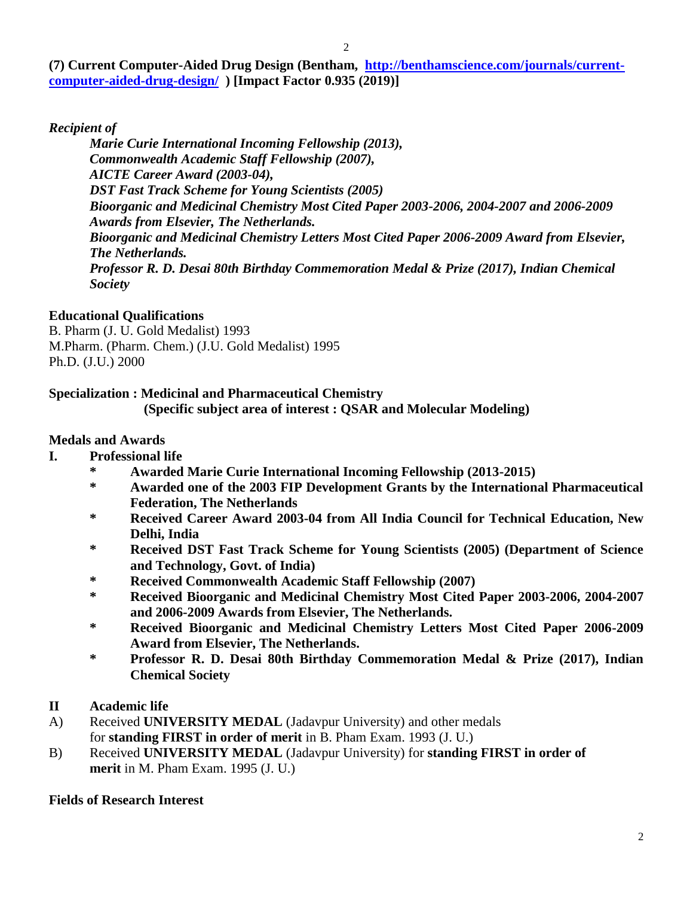**(7) Current Computer-Aided Drug Design (Bentham, [http://benthamscience.com/journals/current-computer-aided-drug-design/](http://benthamscience.com/journals/current-computer-aided-drug-design/) ) [Impact Factor 0.935 (2019)]**

*Recipient of*

> ***Marie Curie International Incoming Fellowship (2013),***
> ***Commonwealth Academic Staff Fellowship (2007),***
> ***AICTE Career Award (2003-04),***
> ***DST Fast Track Scheme for Young Scientists (2005)***
> ***Bioorganic and Medicinal Chemistry Most Cited Paper 2003-2006, 2004-2007 and 2006-2009 Awards from Elsevier, The Netherlands.***
> ***Bioorganic and Medicinal Chemistry Letters Most Cited Paper 2006-2009 Award from Elsevier, The Netherlands.***
> ***Professor R. D. Desai 80th Birthday Commemoration Medal & Prize (2017), Indian Chemical Society***

**Educational Qualifications**

B. Pharm (J. U. Gold Medalist) 1993
M.Pharm. (Pharm. Chem.) (J.U. Gold Medalist) 1995
Ph.D. (J.U.) 2000

**Specialization : Medicinal and Pharmaceutical Chemistry**
**(Specific subject area of interest : QSAR and Molecular Modeling)**

**Medals and Awards**

**I. Professional life**

- **Awarded Marie Curie International Incoming Fellowship (2013-2015)**
- **Awarded one of the 2003 FIP Development Grants by the International Pharmaceutical Federation, The Netherlands**
- **Received Career Award 2003-04 from All India Council for Technical Education, New Delhi, India**
- **Received DST Fast Track Scheme for Young Scientists (2005) (Department of Science and Technology, Govt. of India)**
- **Received Commonwealth Academic Staff Fellowship (2007)**
- **Received Bioorganic and Medicinal Chemistry Most Cited Paper 2003-2006, 2004-2007 and 2006-2009 Awards from Elsevier, The Netherlands.**
- **Received Bioorganic and Medicinal Chemistry Letters Most Cited Paper 2006-2009 Award from Elsevier, The Netherlands.**
- **Professor R. D. Desai 80th Birthday Commemoration Medal & Prize (2017), Indian Chemical Society**

**II Academic life**

A) Received **UNIVERSITY MEDAL** (Jadavpur University) and other medals for **standing FIRST in order of merit** in B. Pham Exam. 1993 (J. U.)

B) Received **UNIVERSITY MEDAL** (Jadavpur University) for **standing FIRST in order of merit** in M. Pham Exam. 1995 (J. U.)

**Fields of Research Interest**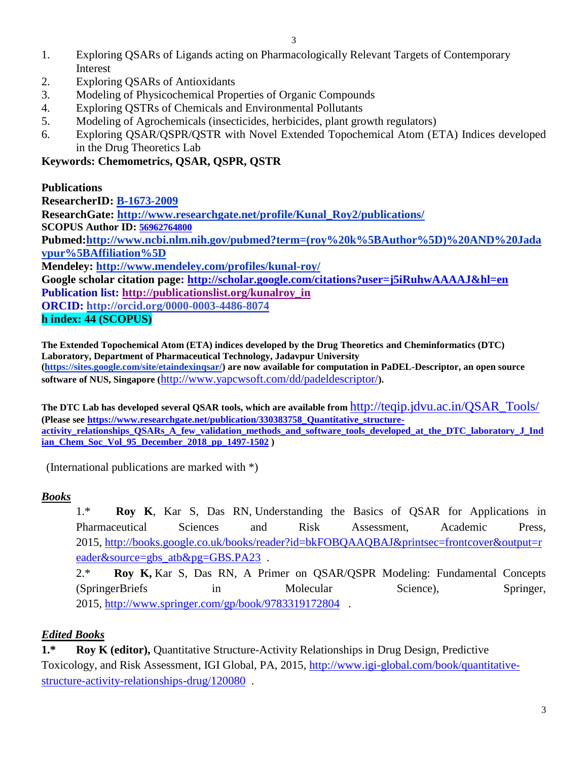1. Exploring QSARs of Ligands acting on Pharmacologically Relevant Targets of Contemporary Interest
2. Exploring QSARs of Antioxidants
3. Modeling of Physicochemical Properties of Organic Compounds
4. Exploring QSTRs of Chemicals and Environmental Pollutants
5. Modeling of Agrochemicals (insecticides, herbicides, plant growth regulators)
6. Exploring QSAR/QSPR/QSTR with Novel Extended Topochemical Atom (ETA) Indices developed in the Drug Theoretics Lab

**Keywords: Chemometrics, QSAR, QSPR, QSTR**

**Publications**

**ResearcherID: B-1673-2009**

**ResearchGate: http://www.researchgate.net/profile/Kunal_Roy2/publications/**

**SCOPUS Author ID: 56962764800**

**Pubmed:http://www.ncbi.nlm.nih.gov/pubmed?term=(roy%20k%5BAuthor%5D)%20AND%20Jadavpur%5BAffiliation%5D**

**Mendeley: http://www.mendeley.com/profiles/kunal-roy/**

**Google scholar citation page: http://scholar.google.com/citations?user=j5iRuhwAAAAJ&hl=en**

**Publication list: http://publicationslist.org/kunalroy_in**

**ORCID: http://orcid.org/0000-0003-4486-8074**

**h index: 44 (SCOPUS)**

**The Extended Topochemical Atom (ETA) indices developed by the Drug Theoretics and Cheminformatics (DTC) Laboratory, Department of Pharmaceutical Technology, Jadavpur University (https://sites.google.com/site/etaindexinqsar/) are now available for computation in PaDEL-Descriptor, an open source software of NUS, Singapore (**http://www.yapcwsoft.com/dd/padeldescriptor/**).**

**The DTC Lab has developed several QSAR tools, which are available from** http://teqip.jdvu.ac.in/QSAR_Tools/ **(Please see https://www.researchgate.net/publication/330383758_Quantitative_structure-activity_relationships_QSARs_A_few_validation_methods_and_software_tools_developed_at_the_DTC_laboratory_J_Indian_Chem_Soc_Vol_95_December_2018_pp_1497-1502 )**

(International publications are marked with *)

## ***Books***

1.* **Roy K**, Kar S, Das RN, Understanding the Basics of QSAR for Applications in Pharmaceutical Sciences and Risk Assessment, Academic Press, 2015, http://books.google.co.uk/books/reader?id=bkFOBQAAQBAJ&printsec=frontcover&output=reader&source=gbs_atb&pg=GBS.PA23 .

2.* **Roy K,** Kar S, Das RN, A Primer on QSAR/QSPR Modeling: Fundamental Concepts (SpringerBriefs in Molecular Science), Springer, 2015, http://www.springer.com/gp/book/9783319172804 .

## ***Edited Books***

**1.\*** **Roy K (editor),** Quantitative Structure-Activity Relationships in Drug Design, Predictive Toxicology, and Risk Assessment, IGI Global, PA, 2015, http://www.igi-global.com/book/quantitative-structure-activity-relationships-drug/120080 .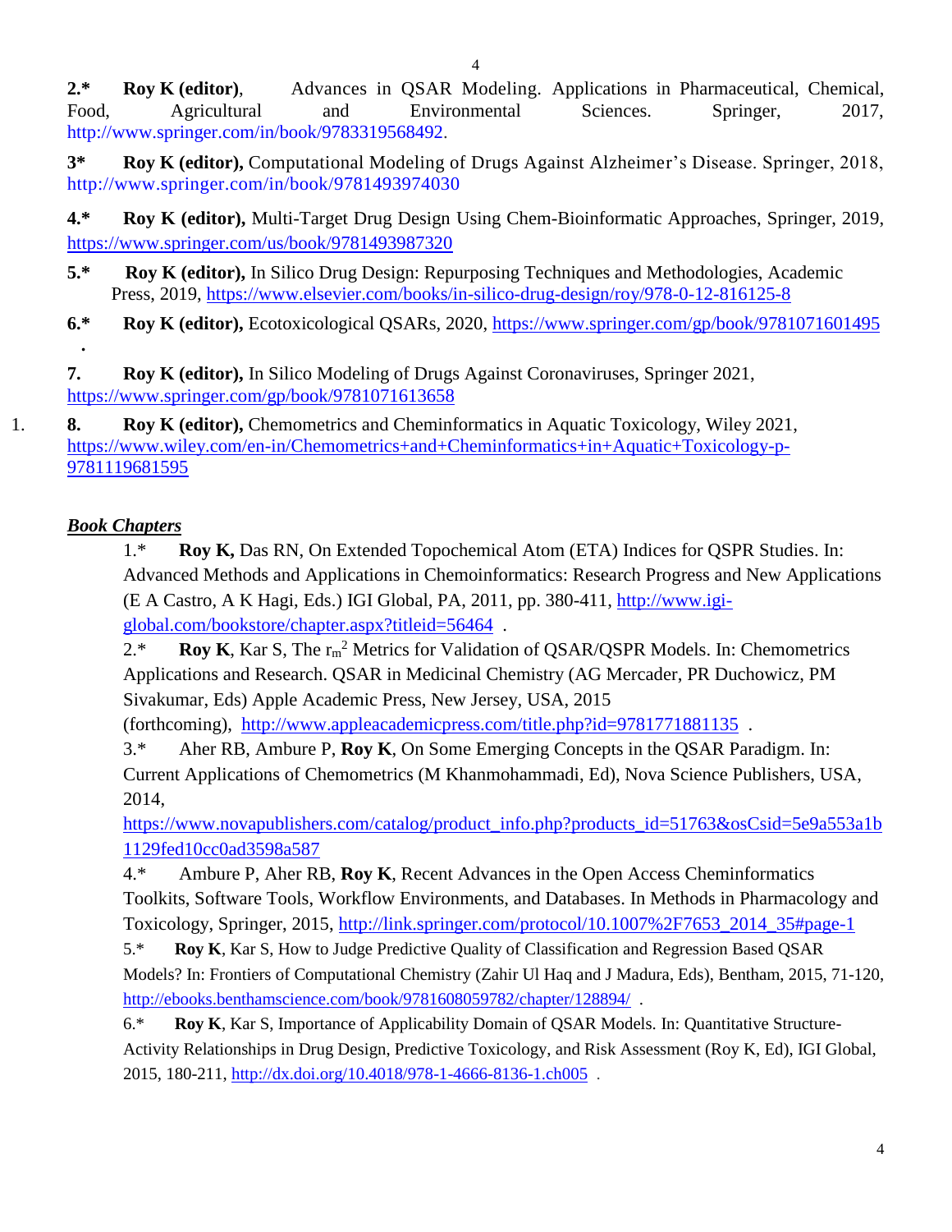**2.\*** **Roy K (editor)**, Advances in QSAR Modeling. Applications in Pharmaceutical, Chemical, Food, Agricultural and Environmental Sciences. Springer, 2017, http://www.springer.com/in/book/9783319568492.

**3\*** **Roy K (editor),** Computational Modeling of Drugs Against Alzheimer's Disease. Springer, 2018, http://www.springer.com/in/book/9781493974030

**4.\*** **Roy K (editor),** Multi-Target Drug Design Using Chem-Bioinformatic Approaches, Springer, 2019, https://www.springer.com/us/book/9781493987320

**5.\*** **Roy K (editor),** In Silico Drug Design: Repurposing Techniques and Methodologies, Academic Press, 2019, https://www.elsevier.com/books/in-silico-drug-design/roy/978-0-12-816125-8

**6.\*** **Roy K (editor),** Ecotoxicological QSARs, 2020, https://www.springer.com/gp/book/9781071601495

**7.** **Roy K (editor),** In Silico Modeling of Drugs Against Coronaviruses, Springer 2021, https://www.springer.com/gp/book/9781071613658

**8.** **Roy K (editor),** Chemometrics and Cheminformatics in Aquatic Toxicology, Wiley 2021, https://www.wiley.com/en-in/Chemometrics+and+Cheminformatics+in+Aquatic+Toxicology-p-9781119681595

## *Book Chapters*

1.\* **Roy K,** Das RN, On Extended Topochemical Atom (ETA) Indices for QSPR Studies. In: Advanced Methods and Applications in Chemoinformatics: Research Progress and New Applications (E A Castro, A K Hagi, Eds.) IGI Global, PA, 2011, pp. 380-411, http://www.igi-global.com/bookstore/chapter.aspx?titleid=56464 .

2.\* **Roy K**, Kar S, The $r_m^2$ Metrics for Validation of QSAR/QSPR Models. In: Chemometrics Applications and Research. QSAR in Medicinal Chemistry (AG Mercader, PR Duchowicz, PM Sivakumar, Eds) Apple Academic Press, New Jersey, USA, 2015 (forthcoming), http://www.appleacademicpress.com/title.php?id=9781771881135 .

3.\* Aher RB, Ambure P, **Roy K**, On Some Emerging Concepts in the QSAR Paradigm. In: Current Applications of Chemometrics (M Khanmohammadi, Ed), Nova Science Publishers, USA, 2014, https://www.novapublishers.com/catalog/product_info.php?products_id=51763&osCsid=5e9a553a1b1129fed10cc0ad3598a587

4.\* Ambure P, Aher RB, **Roy K**, Recent Advances in the Open Access Cheminformatics Toolkits, Software Tools, Workflow Environments, and Databases. In Methods in Pharmacology and Toxicology, Springer, 2015, http://link.springer.com/protocol/10.1007%2F7653_2014_35#page-1

5.\* **Roy K**, Kar S, How to Judge Predictive Quality of Classification and Regression Based QSAR Models? In: Frontiers of Computational Chemistry (Zahir Ul Haq and J Madura, Eds), Bentham, 2015, 71-120, http://ebooks.benthamscience.com/book/9781608059782/chapter/128894/ .

6.\* **Roy K**, Kar S, Importance of Applicability Domain of QSAR Models. In: Quantitative Structure-Activity Relationships in Drug Design, Predictive Toxicology, and Risk Assessment (Roy K, Ed), IGI Global, 2015, 180-211, http://dx.doi.org/10.4018/978-1-4666-8136-1.ch005 .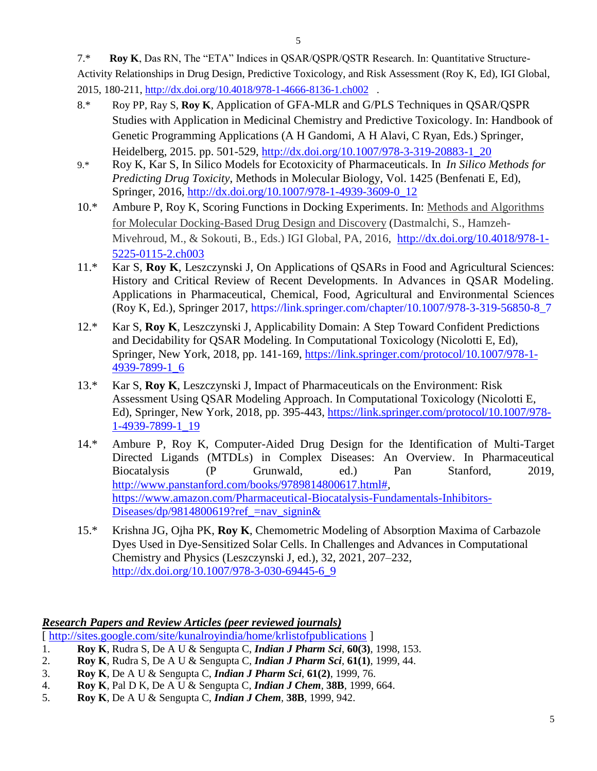7.* **Roy K**, Das RN, The "ETA" Indices in QSAR/QSPR/QSTR Research. In: Quantitative Structure-Activity Relationships in Drug Design, Predictive Toxicology, and Risk Assessment (Roy K, Ed), IGI Global, 2015, 180-211, http://dx.doi.org/10.4018/978-1-4666-8136-1.ch002 .

8.* Roy PP, Ray S, **Roy K**, Application of GFA-MLR and G/PLS Techniques in QSAR/QSPR Studies with Application in Medicinal Chemistry and Predictive Toxicology. In: Handbook of Genetic Programming Applications (A H Gandomi, A H Alavi, C Ryan, Eds.) Springer, Heidelberg, 2015. pp. 501-529, http://dx.doi.org/10.1007/978-3-319-20883-1_20

9.* Roy K, Kar S, In Silico Models for Ecotoxicity of Pharmaceuticals. In *In Silico Methods for Predicting Drug Toxicity*, Methods in Molecular Biology, Vol. 1425 (Benfenati E, Ed), Springer, 2016, http://dx.doi.org/10.1007/978-1-4939-3609-0_12

10.* Ambure P, Roy K, Scoring Functions in Docking Experiments. In: Methods and Algorithms for Molecular Docking-Based Drug Design and Discovery (Dastmalchi, S., Hamzeh-Mivehroud, M., & Sokouti, B., Eds.) IGI Global, PA, 2016, http://dx.doi.org/10.4018/978-1-5225-0115-2.ch003

11.* Kar S, **Roy K**, Leszczynski J, On Applications of QSARs in Food and Agricultural Sciences: History and Critical Review of Recent Developments. In Advances in QSAR Modeling. Applications in Pharmaceutical, Chemical, Food, Agricultural and Environmental Sciences (Roy K, Ed.), Springer 2017, https://link.springer.com/chapter/10.1007/978-3-319-56850-8_7

12.* Kar S, **Roy K**, Leszczynski J, Applicability Domain: A Step Toward Confident Predictions and Decidability for QSAR Modeling. In Computational Toxicology (Nicolotti E, Ed), Springer, New York, 2018, pp. 141-169, https://link.springer.com/protocol/10.1007/978-1-4939-7899-1_6

13.* Kar S, **Roy K**, Leszczynski J, Impact of Pharmaceuticals on the Environment: Risk Assessment Using QSAR Modeling Approach. In Computational Toxicology (Nicolotti E, Ed), Springer, New York, 2018, pp. 395-443, https://link.springer.com/protocol/10.1007/978-1-4939-7899-1_19

14.* Ambure P, Roy K, Computer-Aided Drug Design for the Identification of Multi-Target Directed Ligands (MTDLs) in Complex Diseases: An Overview. In Pharmaceutical Biocatalysis (P Grunwald, ed.) Pan Stanford, 2019, http://www.panstanford.com/books/9789814800617.html#, https://www.amazon.com/Pharmaceutical-Biocatalysis-Fundamentals-Inhibitors-Diseases/dp/9814800619?ref_=nav_signin&

15.* Krishna JG, Ojha PK, **Roy K**, Chemometric Modeling of Absorption Maxima of Carbazole Dyes Used in Dye-Sensitized Solar Cells. In Challenges and Advances in Computational Chemistry and Physics (Leszczynski J, ed.), 32, 2021, 207–232, http://dx.doi.org/10.1007/978-3-030-69445-6_9

## ***Research Papers and Review Articles (peer reviewed journals)***

[ http://sites.google.com/site/kunalroyindia/home/krlistofpublications ]

1. **Roy K**, Rudra S, De A U & Sengupta C, ***Indian J Pharm Sci***, **60(3)**, 1998, 153.
2. **Roy K**, Rudra S, De A U & Sengupta C, ***Indian J Pharm Sci***, **61(1)**, 1999, 44.
3. **Roy K**, De A U & Sengupta C, ***Indian J Pharm Sci***, **61(2)**, 1999, 76.
4. **Roy K**, Pal D K, De A U & Sengupta C, ***Indian J Chem***, **38B**, 1999, 664.
5. **Roy K**, De A U & Sengupta C, ***Indian J Chem***, **38B**, 1999, 942.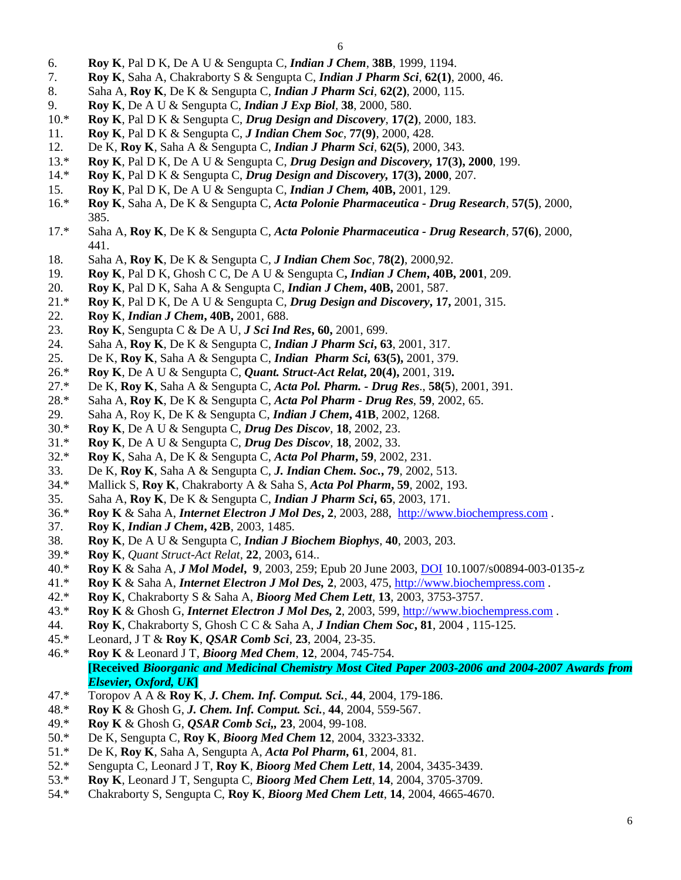6. **Roy K**, Pal D K, De A U & Sengupta C, ***Indian J Chem***, **38B**, 1999, 1194.
7. **Roy K**, Saha A, Chakraborty S & Sengupta C, ***Indian J Pharm Sci***, **62(1)**, 2000, 46.
8. Saha A, **Roy K**, De K & Sengupta C, ***Indian J Pharm Sci***, **62(2)**, 2000, 115.
9. **Roy K**, De A U & Sengupta C, ***Indian J Exp Biol***, **38**, 2000, 580.
10.* **Roy K**, Pal D K & Sengupta C, ***Drug Design and Discovery***, **17(2)**, 2000, 183.
11. **Roy K**, Pal D K & Sengupta C, ***J Indian Chem Soc***, **77(9)**, 2000, 428.
12. De K, **Roy K**, Saha A & Sengupta C, ***Indian J Pharm Sci***, **62(5)**, 2000, 343.
13.* **Roy K**, Pal D K, De A U & Sengupta C, ***Drug Design and Discovery,*** **17(3), 2000**, 199.
14.* **Roy K**, Pal D K & Sengupta C, ***Drug Design and Discovery,*** **17(3), 2000**, 207.
15. **Roy K**, Pal D K, De A U & Sengupta C, ***Indian J Chem,*** **40B,** 2001, 129.
16.* **Roy K**, Saha A, De K & Sengupta C, ***Acta Polonie Pharmaceutica - Drug Research***, **57(5)**, 2000, 385.
17.* Saha A, **Roy K**, De K & Sengupta C, ***Acta Polonie Pharmaceutica - Drug Research***, **57(6)**, 2000, 441.
18. Saha A, **Roy K**, De K & Sengupta C, ***J Indian Chem Soc***, **78(2)**, 2000,92.
19. **Roy K**, Pal D K, Ghosh C C, De A U & Sengupta C**, *Indian J Chem*, 40B, 2001**, 209.
20. **Roy K**, Pal D K, Saha A & Sengupta C, ***Indian J Chem,*** **40B,** 2001, 587.
21.* **Roy K**, Pal D K, De A U & Sengupta C, ***Drug Design and Discovery*, 17,** 2001, 315.
22. **Roy K**, ***Indian J Chem*, 40B,** 2001, 688.
23. **Roy K**, Sengupta C & De A U, ***J Sci Ind Res*, 60,** 2001, 699.
24. Saha A, **Roy K**, De K & Sengupta C, ***Indian J Pharm Sci*, 63**, 2001, 317.
25. De K, **Roy K**, Saha A & Sengupta C, ***Indian Pharm Sci*, 63(5),** 2001, 379.
26.* **Roy K**, De A U & Sengupta C, ***Quant. Struct-Act Relat*, 20(4),** 2001, 319**.**
27.* De K, **Roy K**, Saha A & Sengupta C, ***Acta Pol. Pharm. - Drug Res***., **58(5**), 2001, 391.
28.* Saha A, **Roy K**, De K & Sengupta C, ***Acta Pol Pharm - Drug Res***, **59**, 2002, 65.
29. Saha A, Roy K, De K & Sengupta C, ***Indian J Chem*, 41B**, 2002, 1268.
30.* **Roy K**, De A U & Sengupta C, ***Drug Des Discov***, **18**, 2002, 23.
31.* **Roy K**, De A U & Sengupta C, ***Drug Des Discov***, **18**, 2002, 33.
32.* **Roy K**, Saha A, De K & Sengupta C, ***Acta Pol Pharm*, 59**, 2002, 231.
33. De K, **Roy K**, Saha A & Sengupta C, ***J. Indian Chem. Soc.*, 79**, 2002, 513.
34.* Mallick S, **Roy K**, Chakraborty A & Saha S, ***Acta Pol Pharm*, 59**, 2002, 193.
35. Saha A, **Roy K**, De K & Sengupta C, ***Indian J Pharm Sci*, 65**, 2003, 171.
36.* **Roy K** & Saha A, ***Internet Electron J Mol Des*, 2**, 2003, 288, http://www.biochempress.com .
37. **Roy K**, ***Indian J Chem*, 42B**, 2003, 1485.
38. **Roy K**, De A U & Sengupta C, ***Indian J Biochem Biophys***, **40**, 2003, 203.
39.* **Roy K**, *Quant Struct-Act Relat*, **22**, 2003**,** 614..
40.* **Roy K** & Saha A, ***J Mol Model*, 9**, 2003, 259; Epub 20 June 2003, DOI 10.1007/s00894-003-0135-z
41.* **Roy K** & Saha A, ***Internet Electron J Mol Des,*** **2**, 2003, 475, http://www.biochempress.com .
42.* **Roy K**, Chakraborty S & Saha A, ***Bioorg Med Chem Lett***, **13**, 2003, 3753-3757.
43.* **Roy K** & Ghosh G, ***Internet Electron J Mol Des,*** **2**, 2003, 599, http://www.biochempress.com .
44. **Roy K**, Chakraborty S, Ghosh C C & Saha A, ***J Indian Chem Soc*, 81**, 2004 , 115-125.
45.* Leonard, J T & **Roy K**, ***QSAR Comb Sci***, **23**, 2004, 23-35.
46.* **Roy K** & Leonard J T, ***Bioorg Med Chem***, **12**, 2004, 745-754.
    **[Received *Bioorganic and Medicinal Chemistry Most Cited Paper 2003-2006 and 2004-2007 Awards from Elsevier, Oxford, UK*]**
47.* Toropov A A & **Roy K**, ***J. Chem. Inf. Comput. Sci.***, **44**, 2004, 179-186.
48.* **Roy K** & Ghosh G, ***J. Chem. Inf. Comput. Sci.***, **44**, 2004, 559-567.
49.* **Roy K** & Ghosh G, ***QSAR Comb Sci,*, 23**, 2004, 99-108.
50.* De K, Sengupta C, **Roy K**, ***Bioorg Med Chem*** **12**, 2004, 3323-3332.
51.* De K, **Roy K**, Saha A, Sengupta A, ***Acta Pol Pharm,*** **61**, 2004, 81.
52.* Sengupta C, Leonard J T, **Roy K**, ***Bioorg Med Chem Lett***, **14**, 2004, 3435-3439.
53.* **Roy K**, Leonard J T, Sengupta C, ***Bioorg Med Chem Lett***, **14**, 2004, 3705-3709.
54.* Chakraborty S, Sengupta C, **Roy K**, ***Bioorg Med Chem Lett***, **14**, 2004, 4665-4670.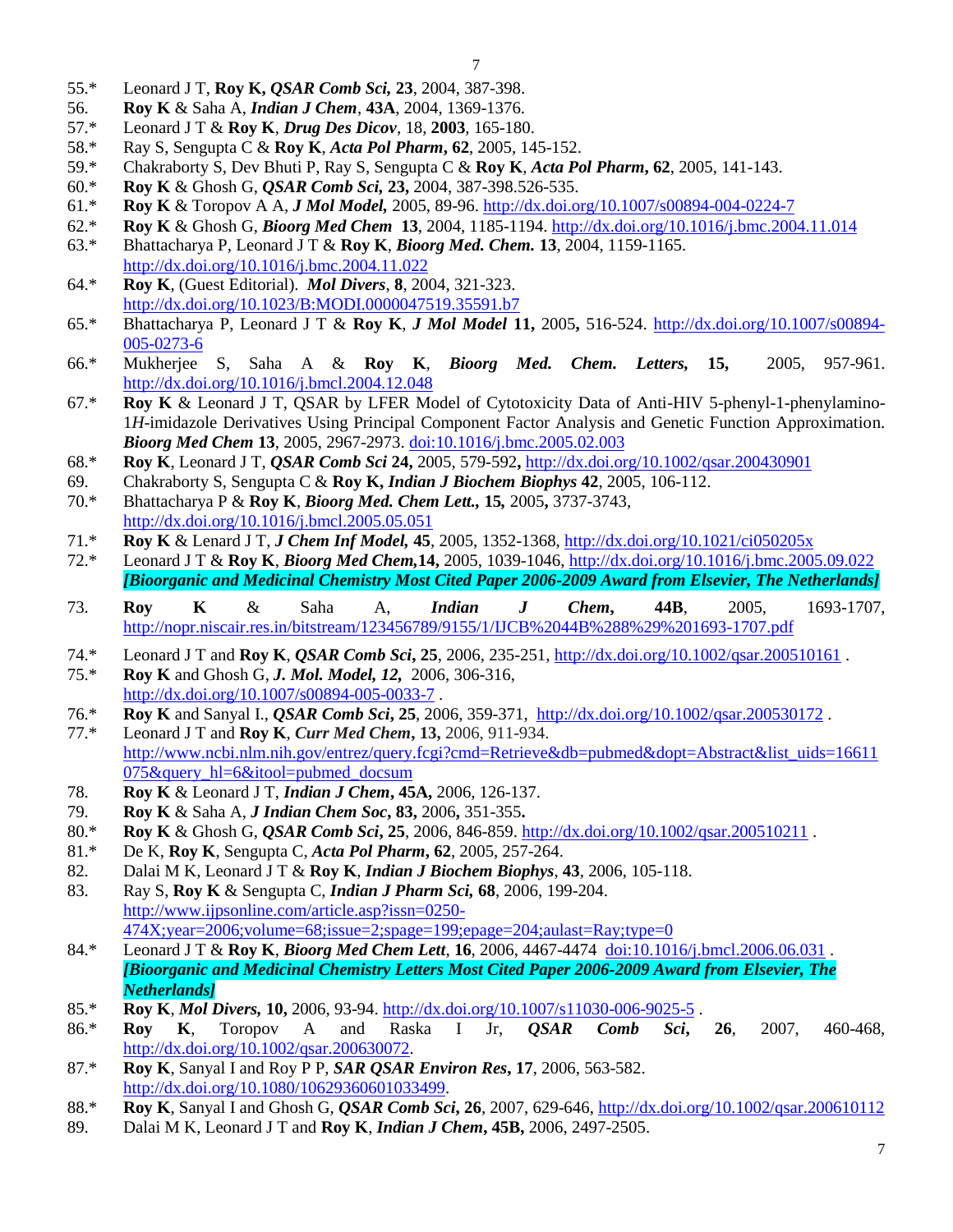55.* Leonard J T, **Roy K,** ***QSAR Comb Sci*****, 23**, 2004, 387-398.

56. **Roy K** & Saha A, ***Indian J Chem*****, 43A**, 2004, 1369-1376.

57.* Leonard J T & **Roy K**, ***Drug Des Dicov***, 18, **2003**, 165-180.

58.* Ray S, Sengupta C & **Roy K**, ***Acta Pol Pharm*****, 62**, 2005, 145-152.

59.* Chakraborty S, Dev Bhuti P, Ray S, Sengupta C & **Roy K**, ***Acta Pol Pharm*****, 62**, 2005, 141-143.

60.* **Roy K** & Ghosh G, ***QSAR Comb Sci,*** **23,** 2004, 387-398.526-535.

61.* **Roy K** & Toropov A A, ***J Mol Model,*** 2005, 89-96. http://dx.doi.org/10.1007/s00894-004-0224-7

62.* **Roy K** & Ghosh G, ***Bioorg Med Chem*** **13**, 2004, 1185-1194. http://dx.doi.org/10.1016/j.bmc.2004.11.014

63.* Bhattacharya P, Leonard J T & **Roy K**, ***Bioorg Med. Chem.*** **13**, 2004, 1159-1165. http://dx.doi.org/10.1016/j.bmc.2004.11.022

64.* **Roy K**, (Guest Editorial). ***Mol Divers*****, 8**, 2004, 321-323. http://dx.doi.org/10.1023/B:MODI.0000047519.35591.b7

65.* Bhattacharya P, Leonard J T & **Roy K**, ***J Mol Model*** **11,** 2005**,** 516-524. http://dx.doi.org/10.1007/s00894-005-0273-6

66.* Mukherjee S, Saha A & **Roy K**, ***Bioorg Med. Chem. Letters,*** **15,** 2005, 957-961. http://dx.doi.org/10.1016/j.bmcl.2004.12.048

67.* **Roy K** & Leonard J T, QSAR by LFER Model of Cytotoxicity Data of Anti-HIV 5-phenyl-1-phenylamino-1*H*-imidazole Derivatives Using Principal Component Factor Analysis and Genetic Function Approximation. ***Bioorg Med Chem*** **13**, 2005, 2967-2973. doi:10.1016/j.bmc.2005.02.003

68.* **Roy K**, Leonard J T, ***QSAR Comb Sci*** **24,** 2005, 579-592**,** http://dx.doi.org/10.1002/qsar.200430901

69. Chakraborty S, Sengupta C & **Roy K,** ***Indian J Biochem Biophys*** **42**, 2005, 106-112.

70.* Bhattacharya P & **Roy K**, ***Bioorg Med. Chem Lett.,*** **15,** 2005**,** 3737-3743, http://dx.doi.org/10.1016/j.bmcl.2005.05.051

71.* **Roy K** & Lenard J T, ***J Chem Inf Model,*** **45**, 2005, 1352-1368, http://dx.doi.org/10.1021/ci050205x

72.* Leonard J T & **Roy K**, ***Bioorg Med Chem,*****14,** 2005, 1039-1046, http://dx.doi.org/10.1016/j.bmc.2005.09.022 ***[Bioorganic and Medicinal Chemistry Most Cited Paper 2006-2009 Award from Elsevier, The Netherlands]***

73. **Roy K** & Saha A, ***Indian J Chem*****, 44B**, 2005, 1693-1707, http://nopr.niscair.res.in/bitstream/123456789/9155/1/IJCB%2044B%288%29%201693-1707.pdf

74.* Leonard J T and **Roy K**, ***QSAR Comb Sci*****, 25**, 2006, 235-251, http://dx.doi.org/10.1002/qsar.200510161 .

75.* **Roy K** and Ghosh G, ***J. Mol. Model, 12,*** 2006, 306-316, http://dx.doi.org/10.1007/s00894-005-0033-7 .

76.* **Roy K** and Sanyal I., ***QSAR Comb Sci*****, 25**, 2006, 359-371, http://dx.doi.org/10.1002/qsar.200530172 .

77.* Leonard J T and **Roy K**, ***Curr Med Chem*****, 13,** 2006, 911-934. http://www.ncbi.nlm.nih.gov/entrez/query.fcgi?cmd=Retrieve&db=pubmed&dopt=Abstract&list_uids=16611075&query_hl=6&itool=pubmed_docsum

78. **Roy K** & Leonard J T, ***Indian J Chem*****, 45A,** 2006, 126-137.

79. **Roy K** & Saha A, ***J Indian Chem Soc*****, 83,** 2006**,** 351-355**.**

80.* **Roy K** & Ghosh G, ***QSAR Comb Sci*****, 25**, 2006, 846-859. http://dx.doi.org/10.1002/qsar.200510211 .

81.* De K, **Roy K**, Sengupta C, ***Acta Pol Pharm*****, 62**, 2005, 257-264.

82. Dalai M K, Leonard J T & **Roy K**, ***Indian J Biochem Biophys***, **43**, 2006, 105-118.

83. Ray S, **Roy K** & Sengupta C, ***Indian J Pharm Sci*****, 68**, 2006, 199-204. http://www.ijpsonline.com/article.asp?issn=0250-474X;year=2006;volume=68;issue=2;spage=199;epage=204;aulast=Ray;type=0

84.* Leonard J T & **Roy K**, ***Bioorg Med Chem Lett***, **16**, 2006, 4467-4474 doi:10.1016/j.bmcl.2006.06.031 . ***[Bioorganic and Medicinal Chemistry Letters Most Cited Paper 2006-2009 Award from Elsevier, The Netherlands]***

85.* **Roy K**, ***Mol Divers,*** **10,** 2006, 93-94. http://dx.doi.org/10.1007/s11030-006-9025-5 .

86.* **Roy K**, Toropov A and Raska I Jr, ***QSAR Comb Sci*****, 26**, 2007, 460-468, http://dx.doi.org/10.1002/qsar.200630072.

87.* **Roy K**, Sanyal I and Roy P P, ***SAR QSAR Environ Res*****, 17**, 2006, 563-582. http://dx.doi.org/10.1080/10629360601033499.

88.* **Roy K**, Sanyal I and Ghosh G, ***QSAR Comb Sci*****, 26**, 2007, 629-646, http://dx.doi.org/10.1002/qsar.200610112

89. Dalai M K, Leonard J T and **Roy K**, ***Indian J Chem*****, 45B,** 2006, 2497-2505.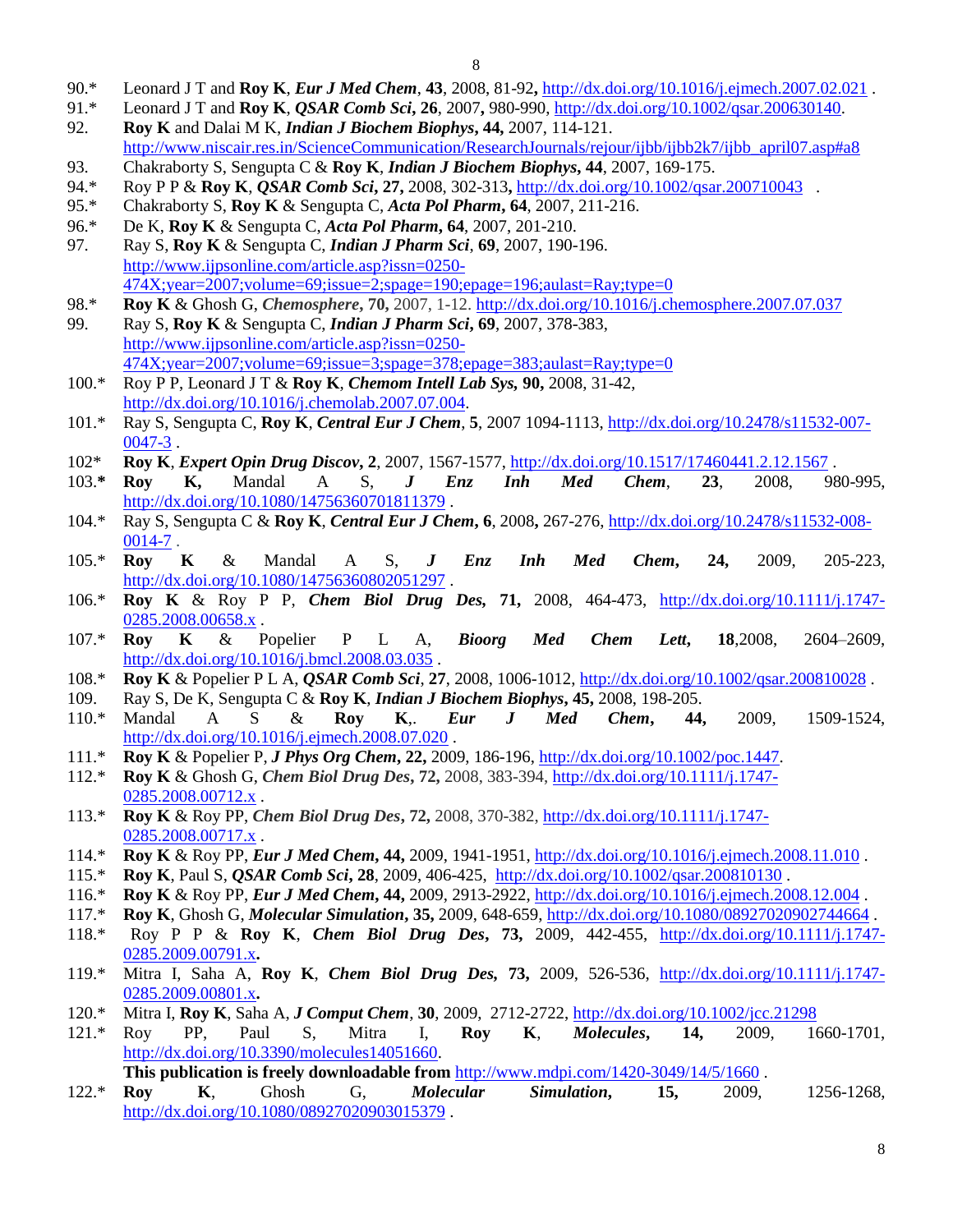90.* Leonard J T and **Roy K**, ***Eur J Med Chem***, **43**, 2008, 81-92**,** http://dx.doi.org/10.1016/j.ejmech.2007.02.021 .

91.* Leonard J T and **Roy K**, ***QSAR Comb Sci*****, 26**, 2007**,** 980-990, http://dx.doi.org/10.1002/qsar.200630140.

92. **Roy K** and Dalai M K, ***Indian J Biochem Biophys*****, 44,** 2007, 114-121. http://www.niscair.res.in/ScienceCommunication/ResearchJournals/rejour/ijbb/ijbb2k7/ijbb_april07.asp#a8

93. Chakraborty S, Sengupta C & **Roy K**, ***Indian J Biochem Biophys*****, 44**, 2007, 169-175.

94.* Roy P P & **Roy K**, ***QSAR Comb Sci*****, 27,** 2008, 302-313**,** http://dx.doi.org/10.1002/qsar.200710043 .

95.* Chakraborty S, **Roy K** & Sengupta C, ***Acta Pol Pharm*****, 64**, 2007, 211-216.

96.* De K, **Roy K** & Sengupta C, ***Acta Pol Pharm*****, 64**, 2007, 201-210.

97. Ray S, **Roy K** & Sengupta C, ***Indian J Pharm Sci*****, 69**, 2007, 190-196. http://www.ijpsonline.com/article.asp?issn=0250-474X;year=2007;volume=69;issue=2;spage=190;epage=196;aulast=Ray;type=0

98.* **Roy K** & Ghosh G, ***Chemosphere*****, 70,** 2007, 1-12. http://dx.doi.org/10.1016/j.chemosphere.2007.07.037

99. Ray S, **Roy K** & Sengupta C, ***Indian J Pharm Sci*****, 69**, 2007, 378-383, http://www.ijpsonline.com/article.asp?issn=0250-474X;year=2007;volume=69;issue=3;spage=378;epage=383;aulast=Ray;type=0

100.* Roy P P, Leonard J T & **Roy K**, ***Chemom Intell Lab Sys,*** **90,** 2008, 31-42, http://dx.doi.org/10.1016/j.chemolab.2007.07.004.

101.* Ray S, Sengupta C, **Roy K**, ***Central Eur J Chem***, **5**, 2007 1094-1113, http://dx.doi.org/10.2478/s11532-007-0047-3 .

102* **Roy K**, ***Expert Opin Drug Discov*****, 2**, 2007, 1567-1577, http://dx.doi.org/10.1517/17460441.2.12.1567 .

103.**\*** **Roy K,** Mandal A S, ***J Enz Inh Med Chem***, **23**, 2008, 980-995, http://dx.doi.org/10.1080/14756360701811379 .

104.* Ray S, Sengupta C & **Roy K**, ***Central Eur J Chem*****, 6**, 2008**,** 267-276, http://dx.doi.org/10.2478/s11532-008-0014-7 .

105.* **Roy K** & Mandal A S, ***J Enz Inh Med Chem*****, 24,** 2009, 205-223, http://dx.doi.org/10.1080/14756360802051297 .

106.* **Roy K** & Roy P P, ***Chem Biol Drug Des*****, 71,** 2008, 464-473, http://dx.doi.org/10.1111/j.1747-0285.2008.00658.x .

107.* **Roy K** & Popelier P L A, ***Bioorg Med Chem Lett*****, 18**,2008, 2604–2609, http://dx.doi.org/10.1016/j.bmcl.2008.03.035 .

108.* **Roy K** & Popelier P L A, ***QSAR Comb Sci***, **27**, 2008, 1006-1012, http://dx.doi.org/10.1002/qsar.200810028 .

109. Ray S, De K, Sengupta C & **Roy K**, ***Indian J Biochem Biophys*****, 45,** 2008, 198-205.

110.* Mandal A S & **Roy K**,. ***Eur J Med Chem*****, 44,** 2009, 1509-1524, http://dx.doi.org/10.1016/j.ejmech.2008.07.020 .

111.* **Roy K** & Popelier P, ***J Phys Org Chem*****, 22,** 2009, 186-196, http://dx.doi.org/10.1002/poc.1447.

112.* **Roy K** & Ghosh G, ***Chem Biol Drug Des*****, 72,** 2008, 383-394, http://dx.doi.org/10.1111/j.1747-0285.2008.00712.x .

113.* **Roy K** & Roy PP, ***Chem Biol Drug Des*****, 72,** 2008, 370-382, http://dx.doi.org/10.1111/j.1747-0285.2008.00717.x .

114.* **Roy K** & Roy PP, ***Eur J Med Chem*****, 44,** 2009, 1941-1951, http://dx.doi.org/10.1016/j.ejmech.2008.11.010 .

115.* **Roy K**, Paul S, ***QSAR Comb Sci*****, 28**, 2009, 406-425, http://dx.doi.org/10.1002/qsar.200810130 .

116.* **Roy K** & Roy PP, ***Eur J Med Chem*****, 44,** 2009, 2913-2922, http://dx.doi.org/10.1016/j.ejmech.2008.12.004 .

117.* **Roy K**, Ghosh G, ***Molecular Simulation*****, 35,** 2009, 648-659, http://dx.doi.org/10.1080/08927020902744664 .

118.* Roy P P & **Roy K**, ***Chem Biol Drug Des*****, 73,** 2009, 442-455, http://dx.doi.org/10.1111/j.1747-0285.2009.00791.x**.**

119.* Mitra I, Saha A, **Roy K**, ***Chem Biol Drug Des,*** **73,** 2009, 526-536, http://dx.doi.org/10.1111/j.1747-0285.2009.00801.x**.**

120.* Mitra I, **Roy K**, Saha A, ***J Comput Chem***, **30**, 2009, 2712-2722, http://dx.doi.org/10.1002/jcc.21298

121.* Roy PP, Paul S, Mitra I, **Roy K**, ***Molecules*****, 14,** 2009, 1660-1701, http://dx.doi.org/10.3390/molecules14051660.
**This publication is freely downloadable from** http://www.mdpi.com/1420-3049/14/5/1660 .

122.* **Roy K**, Ghosh G, ***Molecular Simulation*****, 15,** 2009, 1256-1268, http://dx.doi.org/10.1080/08927020903015379 .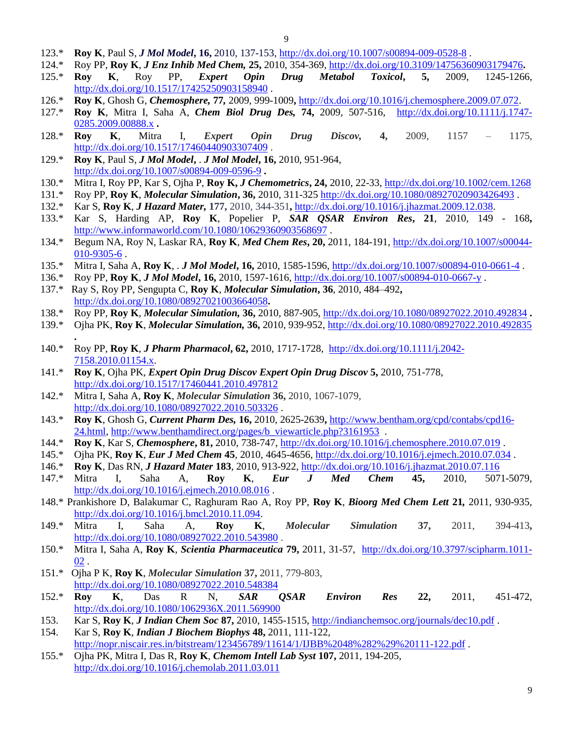123.* **Roy K**, Paul S, ***J Mol Model*, 16,** 2010, 137-153, http://dx.doi.org/10.1007/s00894-009-0528-8 .

124.* Roy PP, **Roy K**, ***J Enz Inhib Med Chem,* 25,** 2010, 354-369, http://dx.doi.org/10.3109/14756360903179476**.**

125.* **Roy K**, Roy PP, ***Expert Opin Drug Metabol Toxicol*, 5,** 2009, 1245-1266, http://dx.doi.org/10.1517/17425250903158940 .

126.* **Roy K**, Ghosh G, ***Chemosphere,* 77,** 2009, 999-1009**,** http://dx.doi.org/10.1016/j.chemosphere.2009.07.072.

127.* **Roy K**, Mitra I, Saha A, ***Chem Biol Drug Des,* 74,** 2009, 507-516, http://dx.doi.org/10.1111/j.1747-0285.2009.00888.x **.**

128.* **Roy K**, Mitra I, ***Expert Opin Drug Discov,* 4,** 2009, 1157 – 1175, http://dx.doi.org/10.1517/17460440903307409 .

129.* **Roy K**, Paul S, ***J Mol Model***, . ***J Mol Model*, 16,** 2010, 951-964, http://dx.doi.org/10.1007/s00894-009-0596-9 **.**

130.* Mitra I, Roy PP, Kar S, Ojha P, **Roy K,** ***J Chemometrics*, 24,** 2010, 22-33, http://dx.doi.org/10.1002/cem.1268

131.* Roy PP, **Roy K**, ***Molecular Simulation*, 36,** 2010, 311-325 http://dx.doi.org/10.1080/08927020903426493 .

132.* Kar S, **Roy K**, ***J Hazard Mater,* 177,** 2010, 344-351**,** http://dx.doi.org/10.1016/j.jhazmat.2009.12.038.

133.* Kar S, Harding AP, **Roy K**, Popelier P, ***SAR QSAR Environ Res*, 21**, 2010, 149 - 168**,** http://www.informaworld.com/10.1080/10629360903568697 .

134.* Begum NA, Roy N, Laskar RA, **Roy K**, ***Med Chem Res*, 20,** 2011, 184-191, http://dx.doi.org/10.1007/s00044-010-9305-6 .

135.* Mitra I, Saha A, **Roy K**, . ***J Mol Model*, 16,** 2010, 1585-1596, http://dx.doi.org/10.1007/s00894-010-0661-4 .

136.* Roy PP, **Roy K**, ***J Mol Model*, 16,** 2010, 1597-1616, http://dx.doi.org/10.1007/s00894-010-0667-y .

137.* Ray S, Roy PP, Sengupta C, **Roy K**, ***Molecular Simulation*, 36**, 2010, 484–492**,** http://dx.doi.org/10.1080/08927021003664058**.**

138.* Roy PP, **Roy K**, ***Molecular Simulation,* 36,** 2010, 887-905, http://dx.doi.org/10.1080/08927022.2010.492834 **.**

139.* Ojha PK, **Roy K**, ***Molecular Simulation,* 36,** 2010, 939-952, http://dx.doi.org/10.1080/08927022.2010.492835 **.**

140.* Roy PP, **Roy K**, ***J Pharm Pharmacol*, 62,** 2010, 1717-1728, http://dx.doi.org/10.1111/j.2042-7158.2010.01154.x.

141.* **Roy K**, Ojha PK, ***Expert Opin Drug Discov Expert Opin Drug Discov*** **5,** 2010, 751-778, http://dx.doi.org/10.1517/17460441.2010.497812

142.* Mitra I, Saha A, **Roy K**, ***Molecular Simulation*** **36,** 2010, 1067-1079, http://dx.doi.org/10.1080/08927022.2010.503326 .

143.* **Roy K**, Ghosh G, ***Current Pharm Des,* 16,** 2010, 2625-2639**,** http://www.bentham.org/cpd/contabs/cpd16-24.html, http://www.benthamdirect.org/pages/b_viewarticle.php?3161953 .

144.* **Roy K**, Kar S, ***Chemosphere*, 81,** 2010, 738-747, http://dx.doi.org/10.1016/j.chemosphere.2010.07.019 .

145.* Ojha PK, **Roy K**, ***Eur J Med Chem*** **45**, 2010, 4645-4656, http://dx.doi.org/10.1016/j.ejmech.2010.07.034 .

146.* **Roy K**, Das RN, ***J Hazard Mater*** **183**, 2010, 913-922, http://dx.doi.org/10.1016/j.jhazmat.2010.07.116

147.* Mitra I, Saha A, **Roy K**, ***Eur J Med Chem*** **45,** 2010, 5071-5079, http://dx.doi.org/10.1016/j.ejmech.2010.08.016 .

148.* Prankishore D, Balakumar C, Raghuram Rao A, Roy PP, **Roy K**, ***Bioorg Med Chem Lett*** **21,** 2011, 930-935, http://dx.doi.org/10.1016/j.bmcl.2010.11.094.

149.* Mitra I, Saha A, **Roy K**, ***Molecular Simulation*** **37,** 2011, 394-413**,** http://dx.doi.org/10.1080/08927022.2010.543980 .

150.* Mitra I, Saha A, **Roy K**, ***Scientia Pharmaceutica*** **79,** 2011, 31-57, http://dx.doi.org/10.3797/scipharm.1011-02 .

151.* Ojha P K, **Roy K**, ***Molecular Simulation*** **37,** 2011, 779-803, http://dx.doi.org/10.1080/08927022.2010.548384

152.* **Roy K**, Das R N, ***SAR QSAR Environ Res*** **22,** 2011, 451-472, http://dx.doi.org/10.1080/1062936X.2011.569900

153. Kar S, **Roy K**, ***J Indian Chem Soc*** **87,** 2010, 1455-1515, http://indianchemsoc.org/journals/dec10.pdf .

154. Kar S, **Roy K**, ***Indian J Biochem Biophys*** **48,** 2011, 111-122, http://nopr.niscair.res.in/bitstream/123456789/11614/1/IJBB%2048%282%29%20111-122.pdf .

155.* Ojha PK, Mitra I, Das R, **Roy K**, ***Chemom Intell Lab Syst*** **107,** 2011, 194-205, http://dx.doi.org/10.1016/j.chemolab.2011.03.011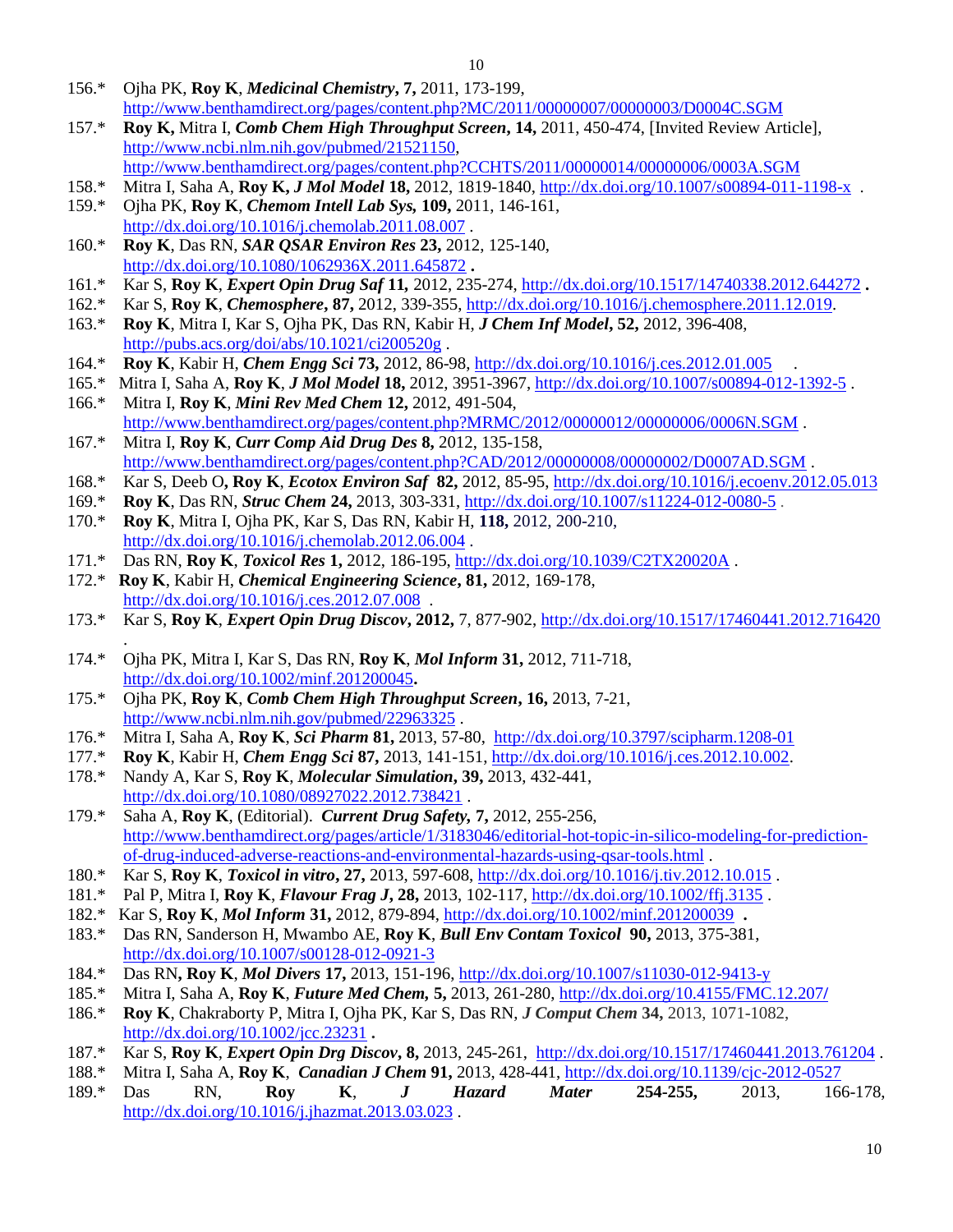156.* Ojha PK, **Roy K**, ***Medicinal Chemistry*, 7,** 2011, 173-199, http://www.benthamdirect.org/pages/content.php?MC/2011/00000007/00000003/D0004C.SGM

157.* **Roy K,** Mitra I, ***Comb Chem High Throughput Screen*, 14,** 2011, 450-474, [Invited Review Article], http://www.ncbi.nlm.nih.gov/pubmed/21521150, http://www.benthamdirect.org/pages/content.php?CCHTS/2011/00000014/00000006/0003A.SGM

158.* Mitra I, Saha A, **Roy K,** ***J Mol Model*** **18,** 2012, 1819-1840, http://dx.doi.org/10.1007/s00894-011-1198-x .

159.* Ojha PK, **Roy K**, ***Chemom Intell Lab Sys,*** **109,** 2011, 146-161, http://dx.doi.org/10.1016/j.chemolab.2011.08.007 .

160.* **Roy K**, Das RN, ***SAR QSAR Environ Res*** **23,** 2012, 125-140, http://dx.doi.org/10.1080/1062936X.2011.645872 **.**

161.* Kar S, **Roy K**, ***Expert Opin Drug Saf*** **11,** 2012, 235-274, http://dx.doi.org/10.1517/14740338.2012.644272 **.**

162.* Kar S, **Roy K**, ***Chemosphere*, 87,** 2012, 339-355, http://dx.doi.org/10.1016/j.chemosphere.2011.12.019.

163.* **Roy K**, Mitra I, Kar S, Ojha PK, Das RN, Kabir H, ***J Chem Inf Model*, 52,** 2012, 396-408, http://pubs.acs.org/doi/abs/10.1021/ci200520g .

164.* **Roy K**, Kabir H, ***Chem Engg Sci*** **73,** 2012, 86-98, http://dx.doi.org/10.1016/j.ces.2012.01.005 .

165.* Mitra I, Saha A, **Roy K**, ***J Mol Model*** **18,** 2012, 3951-3967, http://dx.doi.org/10.1007/s00894-012-1392-5 .

166.* Mitra I, **Roy K**, ***Mini Rev Med Chem*** **12,** 2012, 491-504, http://www.benthamdirect.org/pages/content.php?MRMC/2012/00000012/00000006/0006N.SGM .

167.* Mitra I, **Roy K**, ***Curr Comp Aid Drug Des*** **8,** 2012, 135-158, http://www.benthamdirect.org/pages/content.php?CAD/2012/00000008/00000002/D0007AD.SGM .

168.* Kar S, Deeb O**, Roy K**, ***Ecotox Environ Saf*** **82,** 2012, 85-95, http://dx.doi.org/10.1016/j.ecoenv.2012.05.013

169.* **Roy K**, Das RN, ***Struc Chem*** **24,** 2013, 303-331, http://dx.doi.org/10.1007/s11224-012-0080-5 .

170.* **Roy K**, Mitra I, Ojha PK, Kar S, Das RN, Kabir H, **118,** 2012, 200-210, http://dx.doi.org/10.1016/j.chemolab.2012.06.004 .

171.* Das RN, **Roy K**, ***Toxicol Res*** **1,** 2012, 186-195, http://dx.doi.org/10.1039/C2TX20020A .

172.* **Roy K**, Kabir H, ***Chemical Engineering Science*, 81,** 2012, 169-178, http://dx.doi.org/10.1016/j.ces.2012.07.008 .

173.* Kar S, **Roy K**, ***Expert Opin Drug Discov*, 2012,** 7, 877-902, http://dx.doi.org/10.1517/17460441.2012.716420 .

174.* Ojha PK, Mitra I, Kar S, Das RN, **Roy K**, ***Mol Inform*** **31,** 2012, 711-718, http://dx.doi.org/10.1002/minf.201200045**.**

175.* Ojha PK, **Roy K**, ***Comb Chem High Throughput Screen*, 16,** 2013, 7-21, http://www.ncbi.nlm.nih.gov/pubmed/22963325 .

176.* Mitra I, Saha A, **Roy K**, ***Sci Pharm*** **81,** 2013, 57-80, http://dx.doi.org/10.3797/scipharm.1208-01

177.* **Roy K**, Kabir H, ***Chem Engg Sci*** **87,** 2013, 141-151, http://dx.doi.org/10.1016/j.ces.2012.10.002.

178.* Nandy A, Kar S, **Roy K**, ***Molecular Simulation*, 39,** 2013, 432-441, http://dx.doi.org/10.1080/08927022.2012.738421 .

179.* Saha A, **Roy K**, (Editorial). ***Current Drug Safety,*** **7,** 2012, 255-256, http://www.benthamdirect.org/pages/article/1/3183046/editorial-hot-topic-in-silico-modeling-for-prediction-of-drug-induced-adverse-reactions-and-environmental-hazards-using-qsar-tools.html .

180.* Kar S, **Roy K**, ***Toxicol in vitro*, 27,** 2013, 597-608, http://dx.doi.org/10.1016/j.tiv.2012.10.015 .

181.* Pal P, Mitra I, **Roy K**, ***Flavour Frag J*, 28,** 2013, 102-117, http://dx.doi.org/10.1002/ffj.3135 .

182.* Kar S, **Roy K**, ***Mol Inform*** **31,** 2012, 879-894, http://dx.doi.org/10.1002/minf.201200039 **.**

183.* Das RN, Sanderson H, Mwambo AE, **Roy K**, ***Bull Env Contam Toxicol*** **90,** 2013, 375-381, http://dx.doi.org/10.1007/s00128-012-0921-3

184.* Das RN**, Roy K**, ***Mol Divers*** **17,** 2013, 151-196, http://dx.doi.org/10.1007/s11030-012-9413-y

185.* Mitra I, Saha A, **Roy K**, ***Future Med Chem,*** **5,** 2013, 261-280, http://dx.doi.org/10.4155/FMC.12.207/

186.* **Roy K**, Chakraborty P, Mitra I, Ojha PK, Kar S, Das RN, ***J Comput Chem*** **34,** 2013, 1071-1082, http://dx.doi.org/10.1002/jcc.23231 **.**

187.* Kar S, **Roy K**, ***Expert Opin Drg Discov*, 8,** 2013, 245-261, http://dx.doi.org/10.1517/17460441.2013.761204 .

188.* Mitra I, Saha A, **Roy K**, ***Canadian J Chem*** **91,** 2013, 428-441, http://dx.doi.org/10.1139/cjc-2012-0527

189.* Das RN, **Roy K**, ***J Hazard Mater*** **254-255,** 2013, 166-178, http://dx.doi.org/10.1016/j.jhazmat.2013.03.023 .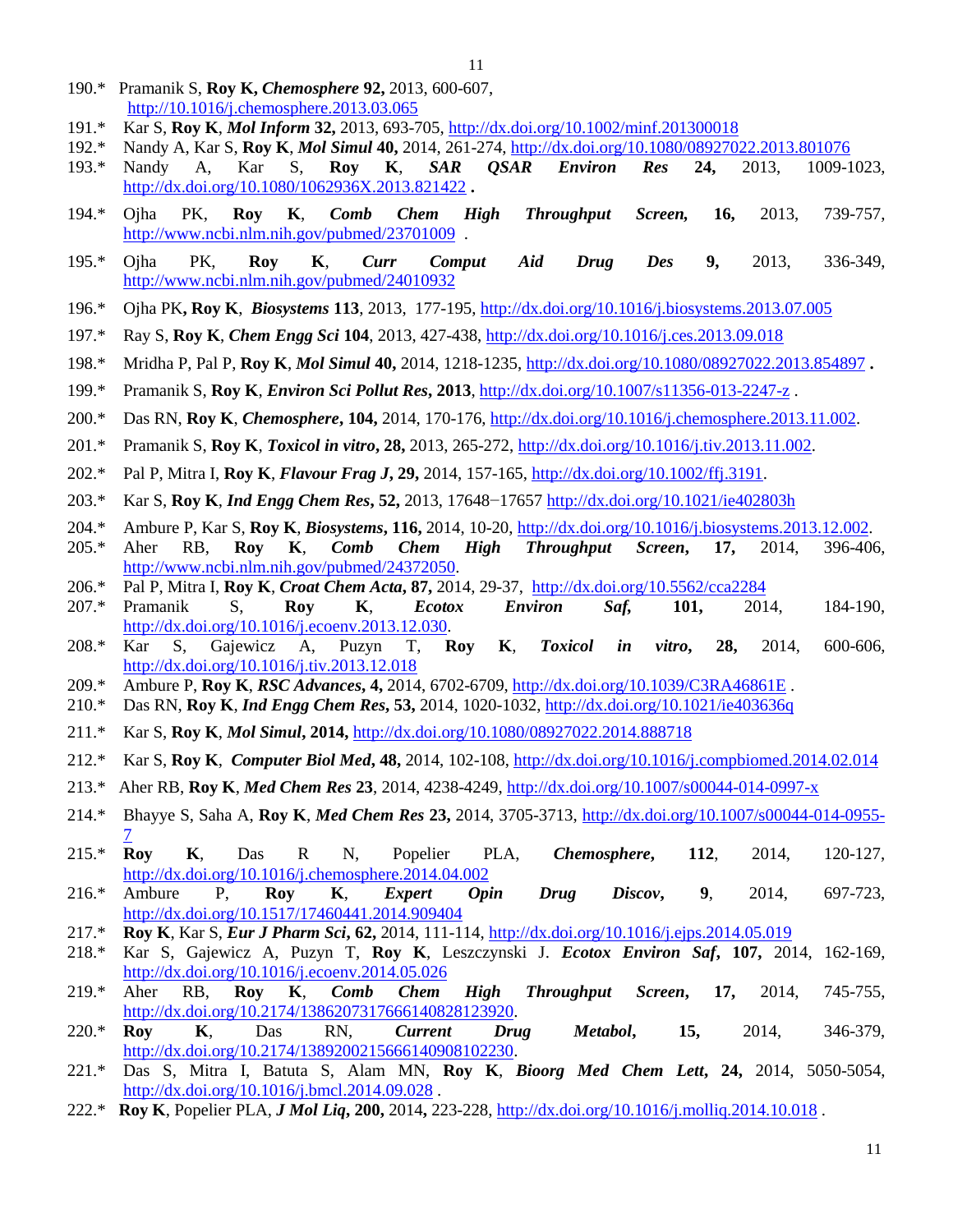190.* Pramanik S, **Roy K,** ***Chemosphere*** **92,** 2013, 600-607, http://10.1016/j.chemosphere.2013.03.065

191.* Kar S, **Roy K**, ***Mol Inform*** **32,** 2013, 693-705, http://dx.doi.org/10.1002/minf.201300018

192.* Nandy A, Kar S, **Roy K**, ***Mol Simul*** **40,** 2014, 261-274, http://dx.doi.org/10.1080/08927022.2013.801076

193.* Nandy A, Kar S, **Roy K**, ***SAR QSAR Environ Res*** **24,** 2013, 1009-1023, http://dx.doi.org/10.1080/1062936X.2013.821422 **.**

194.* Ojha PK, **Roy K**, ***Comb Chem High Throughput Screen,*** **16,** 2013, 739-757, http://www.ncbi.nlm.nih.gov/pubmed/23701009 .

195.* Ojha PK, **Roy K**, ***Curr Comput Aid Drug Des*** **9,** 2013, 336-349, http://www.ncbi.nlm.nih.gov/pubmed/24010932

196.* Ojha PK**, Roy K**, ***Biosystems*** **113**, 2013, 177-195, http://dx.doi.org/10.1016/j.biosystems.2013.07.005

197.* Ray S, **Roy K**, ***Chem Engg Sci*** **104**, 2013, 427-438, http://dx.doi.org/10.1016/j.ces.2013.09.018

198.* Mridha P, Pal P, **Roy K**, ***Mol Simul*** **40,** 2014, 1218-1235, http://dx.doi.org/10.1080/08927022.2013.854897 **.**

199.* Pramanik S, **Roy K**, ***Environ Sci Pollut Res*****, 2013**, http://dx.doi.org/10.1007/s11356-013-2247-z .

200.* Das RN, **Roy K**, ***Chemosphere*****, 104,** 2014, 170-176, http://dx.doi.org/10.1016/j.chemosphere.2013.11.002.

201.* Pramanik S, **Roy K**, ***Toxicol in vitro*****, 28,** 2013, 265-272, http://dx.doi.org/10.1016/j.tiv.2013.11.002.

202.* Pal P, Mitra I, **Roy K**, ***Flavour Frag J*****, 29,** 2014, 157-165, http://dx.doi.org/10.1002/ffj.3191.

203.* Kar S, **Roy K**, ***Ind Engg Chem Res*****, 52,** 2013, 17648−17657 http://dx.doi.org/10.1021/ie402803h

204.* Ambure P, Kar S, **Roy K**, ***Biosystems*****, 116,** 2014, 10-20, http://dx.doi.org/10.1016/j.biosystems.2013.12.002.

205.* Aher RB, **Roy K**, ***Comb Chem High Throughput Screen*****, 17,** 2014, 396-406, http://www.ncbi.nlm.nih.gov/pubmed/24372050.

206.* Pal P, Mitra I, **Roy K**, ***Croat Chem Acta*****, 87,** 2014, 29-37, http://dx.doi.org/10.5562/cca2284

207.* Pramanik S, **Roy K**, ***Ecotox Environ Saf,*** **101,** 2014, 184-190, http://dx.doi.org/10.1016/j.ecoenv.2013.12.030.

208.* Kar S, Gajewicz A, Puzyn T, **Roy K**, ***Toxicol in vitro*****, 28,** 2014, 600-606, http://dx.doi.org/10.1016/j.tiv.2013.12.018

209.* Ambure P, **Roy K**, ***RSC Advances*****, 4,** 2014, 6702-6709, http://dx.doi.org/10.1039/C3RA46861E .

210.* Das RN, **Roy K**, ***Ind Engg Chem Res*****, 53,** 2014, 1020-1032, http://dx.doi.org/10.1021/ie403636q

211.* Kar S, **Roy K**, ***Mol Simul*****, 2014,** http://dx.doi.org/10.1080/08927022.2014.888718

212.* Kar S, **Roy K**, ***Computer Biol Med*****, 48,** 2014, 102-108, http://dx.doi.org/10.1016/j.compbiomed.2014.02.014

213.* Aher RB, **Roy K**, ***Med Chem Res*** **23**, 2014, 4238-4249, http://dx.doi.org/10.1007/s00044-014-0997-x

214.* Bhayye S, Saha A, **Roy K**, ***Med Chem Res*** **23,** 2014, 3705-3713, http://dx.doi.org/10.1007/s00044-014-0955-7

215.* **Roy K**, Das R N, Popelier PLA, ***Chemosphere*****,** **112**, 2014, 120-127, http://dx.doi.org/10.1016/j.chemosphere.2014.04.002

216.* Ambure P, **Roy K**, ***Expert Opin Drug Discov*****,** **9**, 2014, 697-723, http://dx.doi.org/10.1517/17460441.2014.909404

217.* **Roy K**, Kar S, ***Eur J Pharm Sci*****, 62,** 2014, 111-114, http://dx.doi.org/10.1016/j.ejps.2014.05.019

218.* Kar S, Gajewicz A, Puzyn T, **Roy K**, Leszczynski J. ***Ecotox Environ Saf*****, 107,** 2014, 162-169, http://dx.doi.org/10.1016/j.ecoenv.2014.05.026

219.* Aher RB, **Roy K**, ***Comb Chem High Throughput Screen*****, 17,** 2014, 745-755, http://dx.doi.org/10.2174/1386207317666140828123920.

220.* **Roy K**, Das RN, ***Current Drug Metabol*****, 15,** 2014, 346-379, http://dx.doi.org/10.2174/1389200215666140908102230.

221.* Das S, Mitra I, Batuta S, Alam MN, **Roy K**, ***Bioorg Med Chem Lett*****, 24,** 2014, 5050-5054, http://dx.doi.org/10.1016/j.bmcl.2014.09.028 .

222.* **Roy K**, Popelier PLA, ***J Mol Liq*****, 200,** 2014**,** 223-228, http://dx.doi.org/10.1016/j.molliq.2014.10.018 .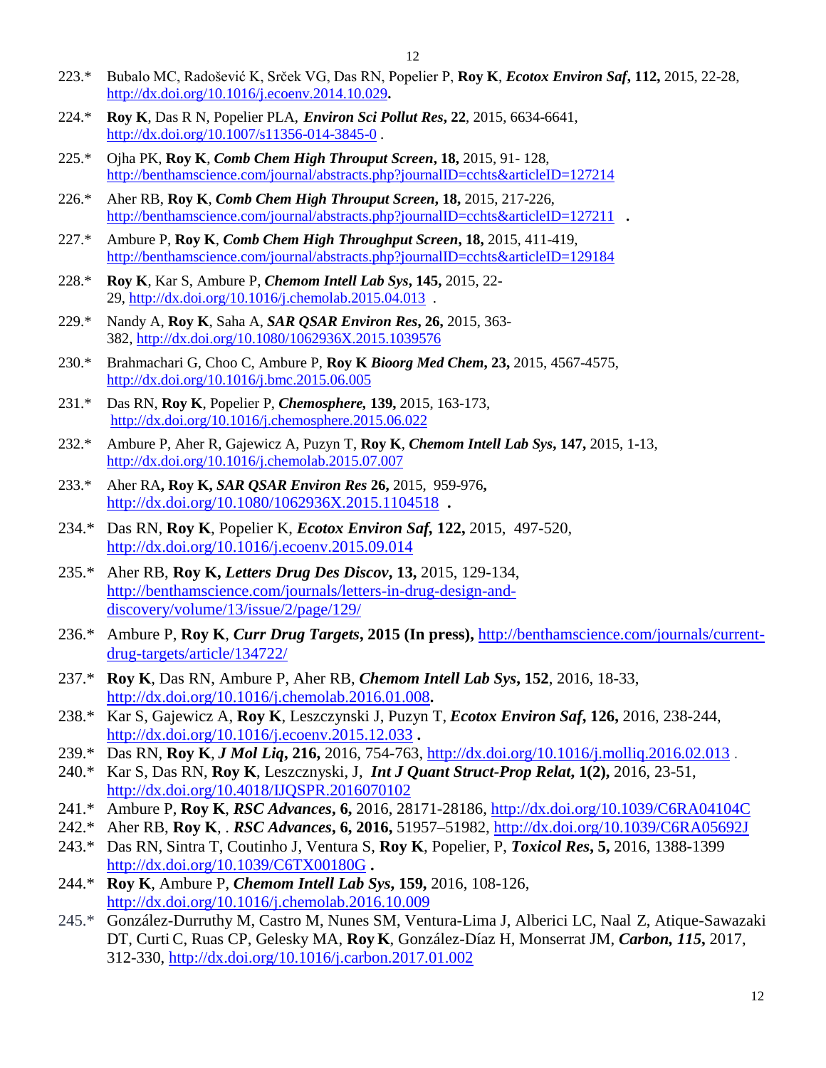223.* Bubalo MC, Radošević K, Srček VG, Das RN, Popelier P, **Roy K**, ***Ecotox Environ Saf*****, 112,** 2015, 22-28, http://dx.doi.org/10.1016/j.ecoenv.2014.10.029**.**

224.* **Roy K**, Das R N, Popelier PLA, ***Environ Sci Pollut Res*****, 22**, 2015, 6634-6641, http://dx.doi.org/10.1007/s11356-014-3845-0 .

225.* Ojha PK, **Roy K**, ***Comb Chem High Throuput Screen*****, 18,** 2015, 91- 128, http://benthamscience.com/journal/abstracts.php?journalID=cchts&articleID=127214

226.* Aher RB, **Roy K**, ***Comb Chem High Throuput Screen*****, 18,** 2015, 217-226, http://benthamscience.com/journal/abstracts.php?journalID=cchts&articleID=127211 **.**

227.* Ambure P, **Roy K**, ***Comb Chem High Throughput Screen*****, 18,** 2015, 411-419, http://benthamscience.com/journal/abstracts.php?journalID=cchts&articleID=129184

228.* **Roy K**, Kar S, Ambure P, ***Chemom Intell Lab Sys*****, 145,** 2015, 22-29, http://dx.doi.org/10.1016/j.chemolab.2015.04.013 .

229.* Nandy A, **Roy K**, Saha A, ***SAR QSAR Environ Res*****, 26,** 2015, 363-382, http://dx.doi.org/10.1080/1062936X.2015.1039576

230.* Brahmachari G, Choo C, Ambure P, **Roy K** ***Bioorg Med Chem*****, 23,** 2015, 4567-4575, http://dx.doi.org/10.1016/j.bmc.2015.06.005

231.* Das RN, **Roy K**, Popelier P, ***Chemosphere,*** **139,** 2015, 163-173, http://dx.doi.org/10.1016/j.chemosphere.2015.06.022

232.* Ambure P, Aher R, Gajewicz A, Puzyn T, **Roy K**, ***Chemom Intell Lab Sys*****, 147,** 2015, 1-13, http://dx.doi.org/10.1016/j.chemolab.2015.07.007

233.* Aher RA**, Roy K,** ***SAR QSAR Environ Res*** **26,** 2015, 959-976**,** http://dx.doi.org/10.1080/1062936X.2015.1104518 **.**

234.* Das RN, **Roy K**, Popelier K, ***Ecotox Environ Saf,*** **122,** 2015, 497-520, http://dx.doi.org/10.1016/j.ecoenv.2015.09.014

235.* Aher RB, **Roy K,** ***Letters Drug Des Discov*****, 13,** 2015, 129-134, http://benthamscience.com/journals/letters-in-drug-design-and-discovery/volume/13/issue/2/page/129/

236.* Ambure P, **Roy K**, ***Curr Drug Targets*****, 2015 (In press),** http://benthamscience.com/journals/current-drug-targets/article/134722/

237.* **Roy K**, Das RN, Ambure P, Aher RB, ***Chemom Intell Lab Sys*****, 152**, 2016, 18-33, http://dx.doi.org/10.1016/j.chemolab.2016.01.008**.**

238.* Kar S, Gajewicz A, **Roy K**, Leszczynski J, Puzyn T, ***Ecotox Environ Saf*****, 126,** 2016, 238-244, http://dx.doi.org/10.1016/j.ecoenv.2015.12.033 **.**

239.* Das RN, **Roy K**, ***J Mol Liq*****, 216,** 2016, 754-763, http://dx.doi.org/10.1016/j.molliq.2016.02.013 .

240.* Kar S, Das RN, **Roy K**, Leszczynski, J, ***Int J Quant Struct-Prop Relat*****, 1(2),** 2016, 23-51, http://dx.doi.org/10.4018/IJQSPR.2016070102

241.* Ambure P, **Roy K**, ***RSC Advances*****, 6,** 2016, 28171-28186, http://dx.doi.org/10.1039/C6RA04104C

242.* Aher RB, **Roy K**, . ***RSC Advances*****, 6, 2016,** 51957–51982, http://dx.doi.org/10.1039/C6RA05692J

243.* Das RN, Sintra T, Coutinho J, Ventura S, **Roy K**, Popelier, P, ***Toxicol Res*****, 5,** 2016, 1388-1399 http://dx.doi.org/10.1039/C6TX00180G **.**

244.* **Roy K**, Ambure P, ***Chemom Intell Lab Sys*****, 159,** 2016, 108-126, http://dx.doi.org/10.1016/j.chemolab.2016.10.009

245.* González-Durruthy M, Castro M, Nunes SM, Ventura-Lima J, Alberici LC, Naal Z, Atique-Sawazaki DT, Curti C, Ruas CP, Gelesky MA, **Roy K**, González-Díaz H, Monserrat JM, ***Carbon, 115*****,** 2017, 312-330, http://dx.doi.org/10.1016/j.carbon.2017.01.002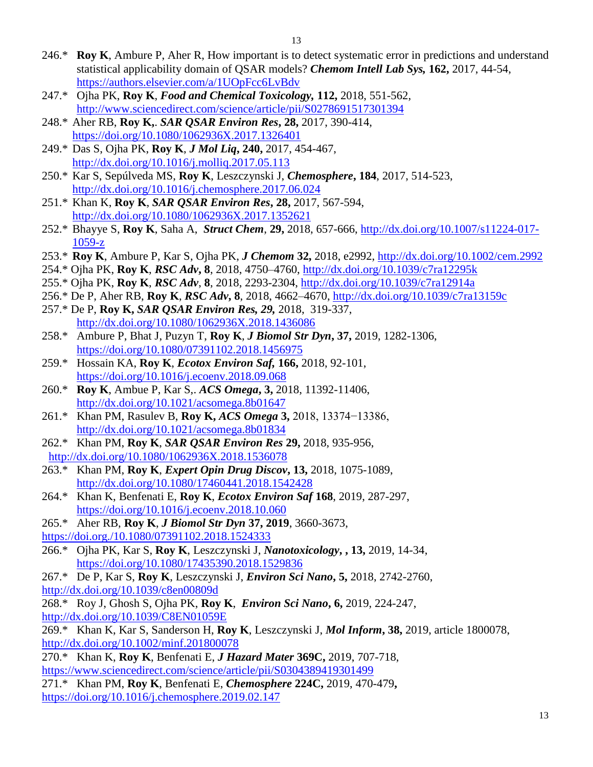246.* **Roy K**, Ambure P, Aher R, How important is to detect systematic error in predictions and understand statistical applicability domain of QSAR models? ***Chemom Intell Lab Sys,*** **162,** 2017, 44-54, https://authors.elsevier.com/a/1UOpFcc6LvBdv

247.* Ojha PK, **Roy K**, ***Food and Chemical Toxicology,*** **112,** 2018, 551-562, http://www.sciencedirect.com/science/article/pii/S0278691517301394

248.* Aher RB, **Roy K,**. ***SAR QSAR Environ Res*****, 28,** 2017, 390-414, https://doi.org/10.1080/1062936X.2017.1326401

249.* Das S, Ojha PK, **Roy K**, ***J Mol Liq*****, 240,** 2017, 454-467, http://dx.doi.org/10.1016/j.molliq.2017.05.113

250.* Kar S, Sepúlveda MS, **Roy K**, Leszczynski J, ***Chemosphere*****, 184**, 2017, 514-523, http://dx.doi.org/10.1016/j.chemosphere.2017.06.024

251.* Khan K, **Roy K**, ***SAR QSAR Environ Res*****, 28,** 2017, 567-594, http://dx.doi.org/10.1080/1062936X.2017.1352621

252.* Bhayye S, **Roy K**, Saha A, ***Struct Chem***, **29,** 2018, 657-666, http://dx.doi.org/10.1007/s11224-017-1059-z

253.* **Roy K**, Ambure P, Kar S, Ojha PK, ***J Chemom*** **32,** 2018, e2992, http://dx.doi.org/10.1002/cem.2992

254.* Ojha PK, **Roy K**, ***RSC Adv*****, 8**, 2018, 4750–4760, http://dx.doi.org/10.1039/c7ra12295k

255.* Ojha PK, **Roy K**, ***RSC Adv***, **8**, 2018, 2293-2304, http://dx.doi.org/10.1039/c7ra12914a

256.* De P, Aher RB, **Roy K**, ***RSC Adv*****, 8**, 2018, 4662–4670, http://dx.doi.org/10.1039/c7ra13159c

257.* De P, **Roy K, *SAR QSAR Environ Res, 29,*** 2018, 319-337, http://dx.doi.org/10.1080/1062936X.2018.1436086

258.* Ambure P, Bhat J, Puzyn T, **Roy K**, ***J Biomol Str Dyn*****, 37,** 2019, 1282-1306, https://doi.org/10.1080/07391102.2018.1456975

259.* Hossain KA, **Roy K**, ***Ecotox Environ Saf,*** **166,** 2018, 92-101, https://doi.org/10.1016/j.ecoenv.2018.09.068

260.* **Roy K**, Ambue P, Kar S,. ***ACS Omega*****, 3,** 2018, 11392-11406, http://dx.doi.org/10.1021/acsomega.8b01647

261.* Khan PM, Rasulev B, **Roy K, *ACS Omega*** **3,** 2018, 13374−13386, http://dx.doi.org/10.1021/acsomega.8b01834

262.* Khan PM, **Roy K**, ***SAR QSAR Environ Res*** **29,** 2018, 935-956, http://dx.doi.org/10.1080/1062936X.2018.1536078

263.* Khan PM, **Roy K**, ***Expert Opin Drug Discov*****, 13,** 2018, 1075-1089, http://dx.doi.org/10.1080/17460441.2018.1542428

264.* Khan K, Benfenati E, **Roy K**, ***Ecotox Environ Saf*** **168**, 2019, 287-297, https://doi.org/10.1016/j.ecoenv.2018.10.060

265.* Aher RB, **Roy K**, ***J Biomol Str Dyn*** **37, 2019**, 3660-3673, https://doi.org./10.1080/07391102.2018.1524333

266.* Ojha PK, Kar S, **Roy K**, Leszczynski J, ***Nanotoxicology,*** **, 13,** 2019, 14-34, https://doi.org/10.1080/17435390.2018.1529836

267.* De P, Kar S, **Roy K**, Leszczynski J, ***Environ Sci Nano*****, 5,** 2018, 2742-2760, http://dx.doi.org/10.1039/c8en00809d

268.* Roy J, Ghosh S, Ojha PK, **Roy K**, ***Environ Sci Nano*****, 6,** 2019, 224-247, http://dx.doi.org/10.1039/C8EN01059E

269.* Khan K, Kar S, Sanderson H, **Roy K**, Leszczynski J, ***Mol Inform*****, 38,** 2019, article 1800078, http://dx.doi.org/10.1002/minf.201800078

270.* Khan K, **Roy K**, Benfenati E, ***J Hazard Mater*** **369C,** 2019, 707-718, https://www.sciencedirect.com/science/article/pii/S0304389419301499

271.* Khan PM, **Roy K**, Benfenati E, ***Chemosphere*** **224C,** 2019, 470-479**,** https://doi.org/10.1016/j.chemosphere.2019.02.147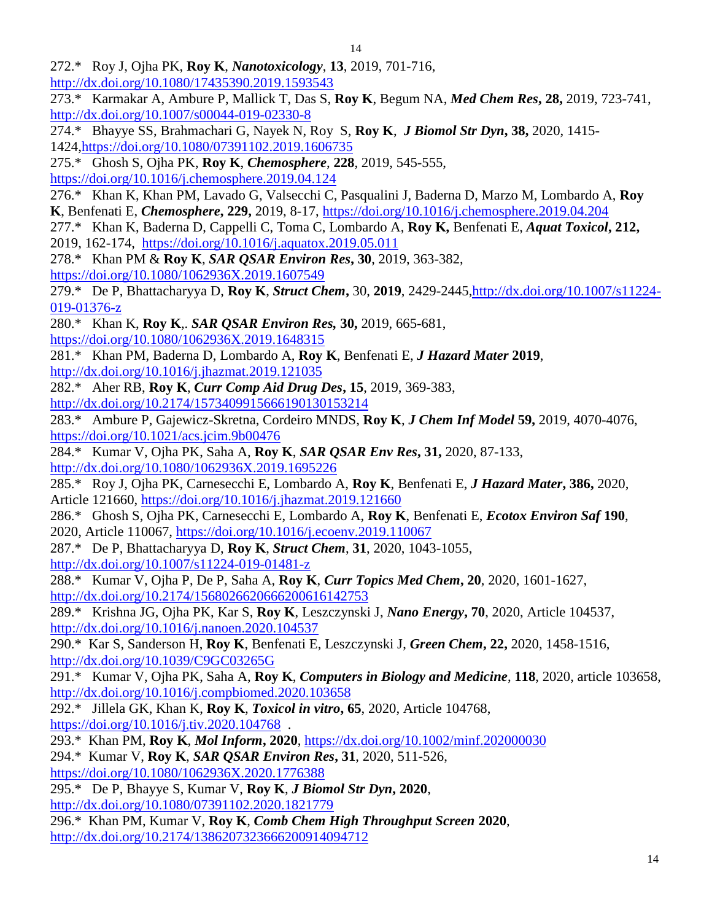272.* Roy J, Ojha PK, **Roy K**, ***Nanotoxicology***, **13**, 2019, 701-716, http://dx.doi.org/10.1080/17435390.2019.1593543

273.* Karmakar A, Ambure P, Mallick T, Das S, **Roy K**, Begum NA, ***Med Chem Res*, 28,** 2019, 723-741, http://dx.doi.org/10.1007/s00044-019-02330-8

274.* Bhayye SS, Brahmachari G, Nayek N, Roy S, **Roy K**, ***J Biomol Str Dyn*, 38,** 2020, 1415-1424,https://doi.org/10.1080/07391102.2019.1606735

275.* Ghosh S, Ojha PK, **Roy K**, ***Chemosphere***, **228**, 2019, 545-555, https://doi.org/10.1016/j.chemosphere.2019.04.124

276.* Khan K, Khan PM, Lavado G, Valsecchi C, Pasqualini J, Baderna D, Marzo M, Lombardo A, **Roy K**, Benfenati E, ***Chemosphere*, 229,** 2019, 8-17, https://doi.org/10.1016/j.chemosphere.2019.04.204

277.* Khan K, Baderna D, Cappelli C, Toma C, Lombardo A, **Roy K,** Benfenati E, ***Aquat Toxicol*, 212,** 2019, 162-174, https://doi.org/10.1016/j.aquatox.2019.05.011

278.* Khan PM & **Roy K**, ***SAR QSAR Environ Res*, 30**, 2019, 363-382, https://doi.org/10.1080/1062936X.2019.1607549

279.* De P, Bhattacharyya D, **Roy K**, ***Struct Chem*,** 30, **2019**, 2429-2445,http://dx.doi.org/10.1007/s11224-019-01376-z

280.* Khan K, **Roy K**,. ***SAR QSAR Environ Res,* 30,** 2019, 665-681, https://doi.org/10.1080/1062936X.2019.1648315

281.* Khan PM, Baderna D, Lombardo A, **Roy K**, Benfenati E, ***J Hazard Mater* 2019**, http://dx.doi.org/10.1016/j.jhazmat.2019.121035

282.* Aher RB, **Roy K**, ***Curr Comp Aid Drug Des*, 15**, 2019, 369-383, http://dx.doi.org/10.2174/1573409915666190130153214

283.* Ambure P, Gajewicz-Skretna, Cordeiro MNDS, **Roy K**, ***J Chem Inf Model* 59,** 2019, 4070-4076, https://doi.org/10.1021/acs.jcim.9b00476

284.* Kumar V, Ojha PK, Saha A, **Roy K**, ***SAR QSAR Env Res*, 31,** 2020, 87-133, http://dx.doi.org/10.1080/1062936X.2019.1695226

285.* Roy J, Ojha PK, Carnesecchi E, Lombardo A, **Roy K**, Benfenati E, ***J Hazard Mater*, 386,** 2020, Article 121660, https://doi.org/10.1016/j.jhazmat.2019.121660

286.* Ghosh S, Ojha PK, Carnesecchi E, Lombardo A, **Roy K**, Benfenati E, ***Ecotox Environ Saf* 190**, 2020, Article 110067, https://doi.org/10.1016/j.ecoenv.2019.110067

287.* De P, Bhattacharyya D, **Roy K**, ***Struct Chem***, **31**, 2020, 1043-1055, http://dx.doi.org/10.1007/s11224-019-01481-z

288.* Kumar V, Ojha P, De P, Saha A, **Roy K**, ***Curr Topics Med Chem*, 20**, 2020, 1601-1627, http://dx.doi.org/10.2174/1568026620666200616142753

289.* Krishna JG, Ojha PK, Kar S, **Roy K**, Leszczynski J, ***Nano Energy*, 70**, 2020, Article 104537, http://dx.doi.org/10.1016/j.nanoen.2020.104537

290.* Kar S, Sanderson H, **Roy K**, Benfenati E, Leszczynski J, ***Green Chem*, 22,** 2020, 1458-1516, http://dx.doi.org/10.1039/C9GC03265G

291.* Kumar V, Ojha PK, Saha A, **Roy K**, ***Computers in Biology and Medicine***, **118**, 2020, article 103658, http://dx.doi.org/10.1016/j.compbiomed.2020.103658

292.* Jillela GK, Khan K, **Roy K**, ***Toxicol in vitro*, 65**, 2020, Article 104768, https://doi.org/10.1016/j.tiv.2020.104768 .

293.* Khan PM, **Roy K**, ***Mol Inform*, 2020**, https://dx.doi.org/10.1002/minf.202000030

294.* Kumar V, **Roy K**, ***SAR QSAR Environ Res*, 31**, 2020, 511-526, https://doi.org/10.1080/1062936X.2020.1776388

295.* De P, Bhayye S, Kumar V, **Roy K**, ***J Biomol Str Dyn*, 2020**, http://dx.doi.org/10.1080/07391102.2020.1821779

296.* Khan PM, Kumar V, **Roy K**, ***Comb Chem High Throughput Screen* 2020**, http://dx.doi.org/10.2174/1386207323666200914094712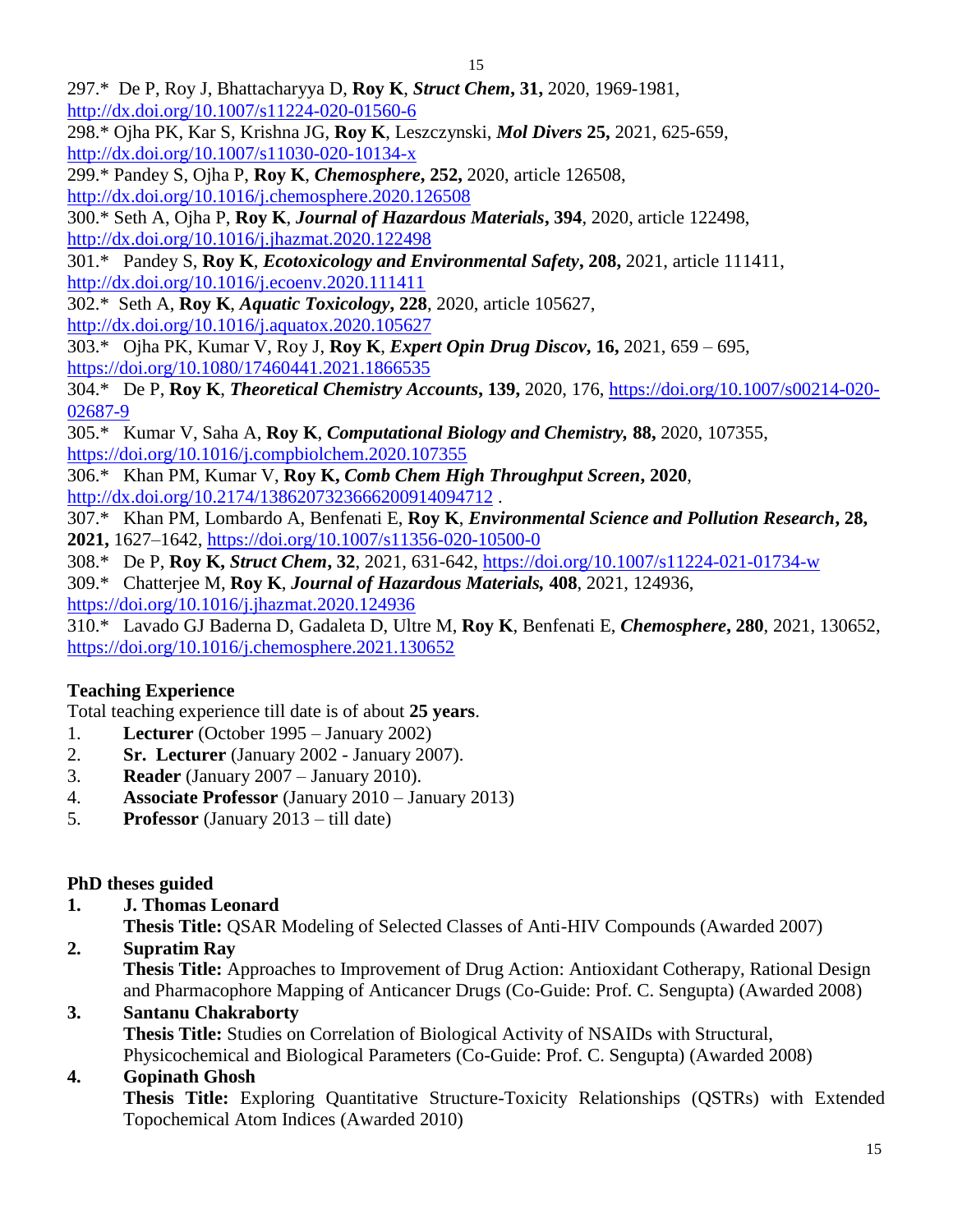297.* De P, Roy J, Bhattacharyya D, **Roy K**, ***Struct Chem*****, 31,** 2020, 1969-1981, http://dx.doi.org/10.1007/s11224-020-01560-6

298.* Ojha PK, Kar S, Krishna JG, **Roy K**, Leszczynski, ***Mol Divers*** **25,** 2021, 625-659, http://dx.doi.org/10.1007/s11030-020-10134-x

299.* Pandey S, Ojha P, **Roy K**, ***Chemosphere*****, 252,** 2020, article 126508, http://dx.doi.org/10.1016/j.chemosphere.2020.126508

300.* Seth A, Ojha P, **Roy K**, ***Journal of Hazardous Materials*****, 394**, 2020, article 122498, http://dx.doi.org/10.1016/j.jhazmat.2020.122498

301.* Pandey S, **Roy K**, ***Ecotoxicology and Environmental Safety*****, 208,** 2021, article 111411, http://dx.doi.org/10.1016/j.ecoenv.2020.111411

302.* Seth A, **Roy K**, ***Aquatic Toxicology*****, 228**, 2020, article 105627, http://dx.doi.org/10.1016/j.aquatox.2020.105627

303.* Ojha PK, Kumar V, Roy J, **Roy K**, ***Expert Opin Drug Discov*****, 16,** 2021, 659 – 695, https://doi.org/10.1080/17460441.2021.1866535

304.* De P, **Roy K**, ***Theoretical Chemistry Accounts*****, 139,** 2020, 176, https://doi.org/10.1007/s00214-020-02687-9

305.* Kumar V, Saha A, **Roy K**, ***Computational Biology and Chemistry,*** **88,** 2020, 107355, https://doi.org/10.1016/j.compbiolchem.2020.107355

306.* Khan PM, Kumar V, **Roy K,** ***Comb Chem High Throughput Screen*****, 2020**, http://dx.doi.org/10.2174/1386207323666200914094712 .

307.* Khan PM, Lombardo A, Benfenati E, **Roy K**, ***Environmental Science and Pollution Research*****, 28, 2021,** 1627–1642, https://doi.org/10.1007/s11356-020-10500-0

308.* De P, **Roy K,** ***Struct Chem*****, 32**, 2021, 631-642, https://doi.org/10.1007/s11224-021-01734-w

309.* Chatterjee M, **Roy K**, ***Journal of Hazardous Materials,*** **408**, 2021, 124936, https://doi.org/10.1016/j.jhazmat.2020.124936

310.* Lavado GJ Baderna D, Gadaleta D, Ultre M, **Roy K**, Benfenati E, ***Chemosphere*****, 280**, 2021, 130652, https://doi.org/10.1016/j.chemosphere.2021.130652

## Teaching Experience

Total teaching experience till date is of about **25 years**.

1. **Lecturer** (October 1995 – January 2002)
2. **Sr. Lecturer** (January 2002 - January 2007).
3. **Reader** (January 2007 – January 2010).
4. **Associate Professor** (January 2010 – January 2013)
5. **Professor** (January 2013 – till date)

## PhD theses guided

1. **J. Thomas Leonard**
   **Thesis Title:** QSAR Modeling of Selected Classes of Anti-HIV Compounds (Awarded 2007)
2. **Supratim Ray**
   **Thesis Title:** Approaches to Improvement of Drug Action: Antioxidant Cotherapy, Rational Design and Pharmacophore Mapping of Anticancer Drugs (Co-Guide: Prof. C. Sengupta) (Awarded 2008)
3. **Santanu Chakraborty**
   **Thesis Title:** Studies on Correlation of Biological Activity of NSAIDs with Structural, Physicochemical and Biological Parameters (Co-Guide: Prof. C. Sengupta) (Awarded 2008)
4. **Gopinath Ghosh**
   **Thesis Title:** Exploring Quantitative Structure-Toxicity Relationships (QSTRs) with Extended Topochemical Atom Indices (Awarded 2010)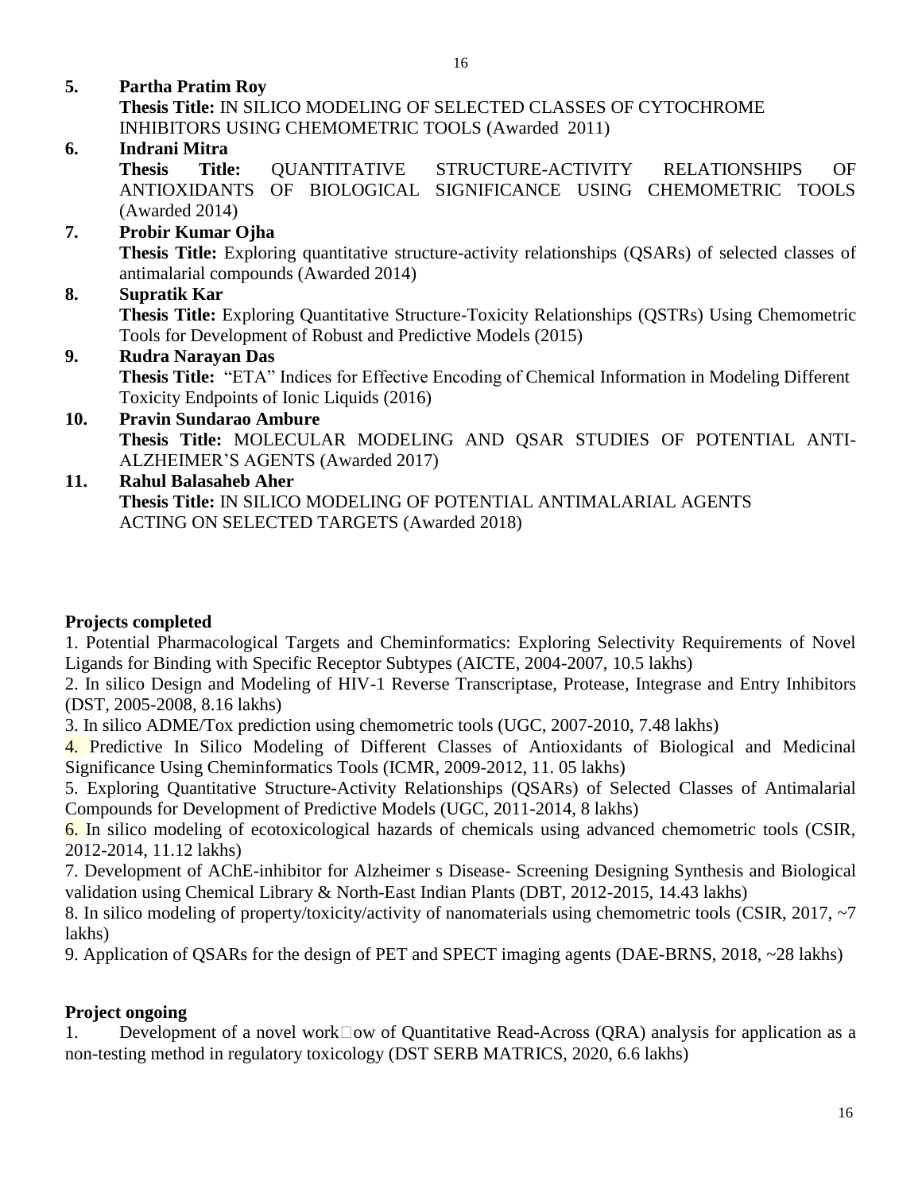5. **Partha Pratim Roy**
   **Thesis Title:** IN SILICO MODELING OF SELECTED CLASSES OF CYTOCHROME INHIBITORS USING CHEMOMETRIC TOOLS (Awarded 2011)
6. **Indrani Mitra**
   **Thesis Title:** QUANTITATIVE STRUCTURE-ACTIVITY RELATIONSHIPS OF ANTIOXIDANTS OF BIOLOGICAL SIGNIFICANCE USING CHEMOMETRIC TOOLS (Awarded 2014)
7. **Probir Kumar Ojha**
   **Thesis Title:** Exploring quantitative structure-activity relationships (QSARs) of selected classes of antimalarial compounds (Awarded 2014)
8. **Supratik Kar**
   **Thesis Title:** Exploring Quantitative Structure-Toxicity Relationships (QSTRs) Using Chemometric Tools for Development of Robust and Predictive Models (2015)
9. **Rudra Narayan Das**
   **Thesis Title:** "ETA" Indices for Effective Encoding of Chemical Information in Modeling Different Toxicity Endpoints of Ionic Liquids (2016)
10. **Pravin Sundarao Ambure**
    **Thesis Title:** MOLECULAR MODELING AND QSAR STUDIES OF POTENTIAL ANTI-ALZHEIMER'S AGENTS (Awarded 2017)
11. **Rahul Balasaheb Aher**
    **Thesis Title:** IN SILICO MODELING OF POTENTIAL ANTIMALARIAL AGENTS ACTING ON SELECTED TARGETS (Awarded 2018)

**Projects completed**

1. Potential Pharmacological Targets and Cheminformatics: Exploring Selectivity Requirements of Novel Ligands for Binding with Specific Receptor Subtypes (AICTE, 2004-2007, 10.5 lakhs)
2. In silico Design and Modeling of HIV-1 Reverse Transcriptase, Protease, Integrase and Entry Inhibitors (DST, 2005-2008, 8.16 lakhs)
3. In silico ADME/Tox prediction using chemometric tools (UGC, 2007-2010, 7.48 lakhs)
4. Predictive In Silico Modeling of Different Classes of Antioxidants of Biological and Medicinal Significance Using Cheminformatics Tools (ICMR, 2009-2012, 11. 05 lakhs)
5. Exploring Quantitative Structure-Activity Relationships (QSARs) of Selected Classes of Antimalarial Compounds for Development of Predictive Models (UGC, 2011-2014, 8 lakhs)
6. In silico modeling of ecotoxicological hazards of chemicals using advanced chemometric tools (CSIR, 2012-2014, 11.12 lakhs)
7. Development of AChE-inhibitor for Alzheimer s Disease- Screening Designing Synthesis and Biological validation using Chemical Library & North-East Indian Plants (DBT, 2012-2015, 14.43 lakhs)
8. In silico modeling of property/toxicity/activity of nanomaterials using chemometric tools (CSIR, 2017, ~7 lakhs)
9. Application of QSARs for the design of PET and SPECT imaging agents (DAE-BRNS, 2018, ~28 lakhs)

**Project ongoing**

1. Development of a novel work□ow of Quantitative Read-Across (QRA) analysis for application as a non-testing method in regulatory toxicology (DST SERB MATRICS, 2020, 6.6 lakhs)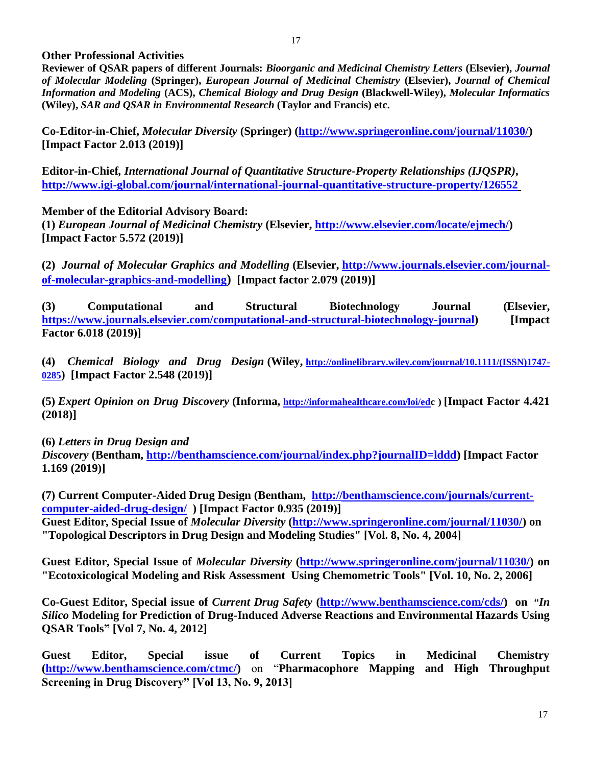**Other Professional Activities**

**Reviewer of QSAR papers of different Journals:** ***Bioorganic and Medicinal Chemistry Letters*** **(Elsevier),** ***Journal of Molecular Modeling*** **(Springer),** ***European Journal of Medicinal Chemistry*** **(Elsevier),** ***Journal of Chemical Information and Modeling*** **(ACS),** ***Chemical Biology and Drug Design*** **(Blackwell-Wiley),** ***Molecular Informatics*** **(Wiley),** ***SAR and QSAR in Environmental Research*** **(Taylor and Francis) etc.**

**Co-Editor-in-Chief,** ***Molecular Diversity*** **(Springer) (http://www.springeronline.com/journal/11030/) [Impact Factor 2.013 (2019)]**

**Editor-in-Chief,** ***International Journal of Quantitative Structure-Property Relationships (IJQSPR)*****, http://www.igi-global.com/journal/international-journal-quantitative-structure-property/126552**

**Member of the Editorial Advisory Board:**

**(1)** ***European Journal of Medicinal Chemistry*** **(Elsevier, http://www.elsevier.com/locate/ejmech/) [Impact Factor 5.572 (2019)]**

**(2)** ***Journal of Molecular Graphics and Modelling*** **(Elsevier, http://www.journals.elsevier.com/journal-of-molecular-graphics-and-modelling) [Impact factor 2.079 (2019)]**

**(3) Computational and Structural Biotechnology Journal (Elsevier, https://www.journals.elsevier.com/computational-and-structural-biotechnology-journal) [Impact Factor 6.018 (2019)]**

**(4)** ***Chemical Biology and Drug Design*** **(Wiley, http://onlinelibrary.wiley.com/journal/10.1111/(ISSN)1747-0285) [Impact Factor 2.548 (2019)]**

**(5)** ***Expert Opinion on Drug Discovery*** **(Informa, http://informahealthcare.com/loi/edc ) [Impact Factor 4.421 (2018)]**

**(6)** ***Letters in Drug Design and Discovery*** **(Bentham, http://benthamscience.com/journal/index.php?journalID=lddd) [Impact Factor 1.169 (2019)]**

**(7) Current Computer-Aided Drug Design (Bentham, http://benthamscience.com/journals/current-computer-aided-drug-design/ ) [Impact Factor 0.935 (2019)]**

**Guest Editor, Special Issue of** ***Molecular Diversity*** **(http://www.springeronline.com/journal/11030/) on "Topological Descriptors in Drug Design and Modeling Studies" [Vol. 8, No. 4, 2004]**

**Guest Editor, Special Issue of** ***Molecular Diversity*** **(http://www.springeronline.com/journal/11030/) on "Ecotoxicological Modeling and Risk Assessment Using Chemometric Tools" [Vol. 10, No. 2, 2006]**

**Co-Guest Editor, Special issue of** ***Current Drug Safety*** **(http://www.benthamscience.com/cds/) on "*****In Silico*** **Modeling for Prediction of Drug-Induced Adverse Reactions and Environmental Hazards Using QSAR Tools" [Vol 7, No. 4, 2012]**

**Guest Editor, Special issue of Current Topics in Medicinal Chemistry (http://www.benthamscience.com/ctmc/)** on "**Pharmacophore Mapping and High Throughput Screening in Drug Discovery" [Vol 13, No. 9, 2013]**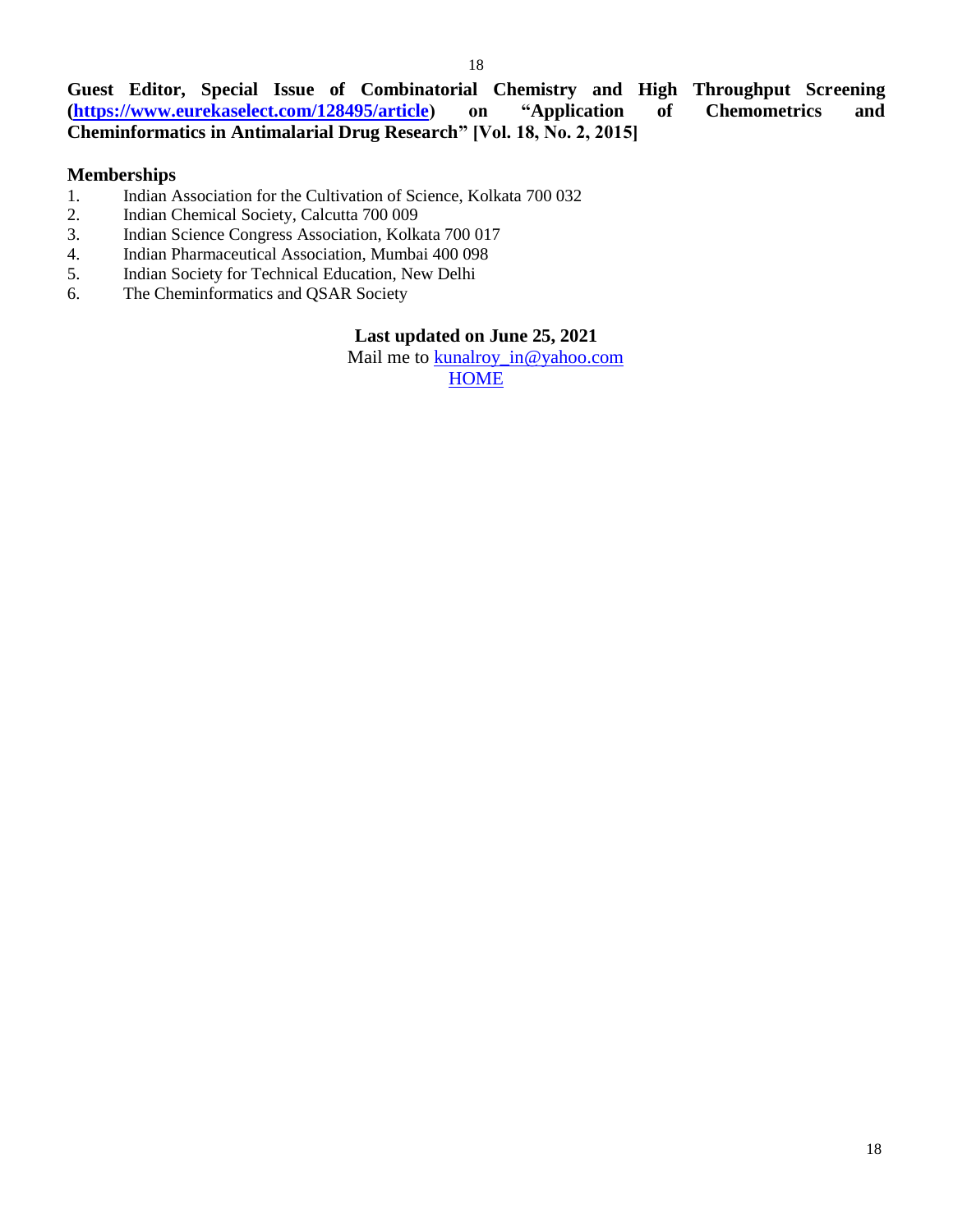**Guest Editor, Special Issue of Combinatorial Chemistry and High Throughput Screening (https://www.eurekaselect.com/128495/article) on "Application of Chemometrics and Cheminformatics in Antimalarial Drug Research" [Vol. 18, No. 2, 2015]**

## Memberships

1. Indian Association for the Cultivation of Science, Kolkata 700 032
2. Indian Chemical Society, Calcutta 700 009
3. Indian Science Congress Association, Kolkata 700 017
4. Indian Pharmaceutical Association, Mumbai 400 098
5. Indian Society for Technical Education, New Delhi
6. The Cheminformatics and QSAR Society

**Last updated on June 25, 2021**

Mail me to kunalroy_in@yahoo.com

HOME